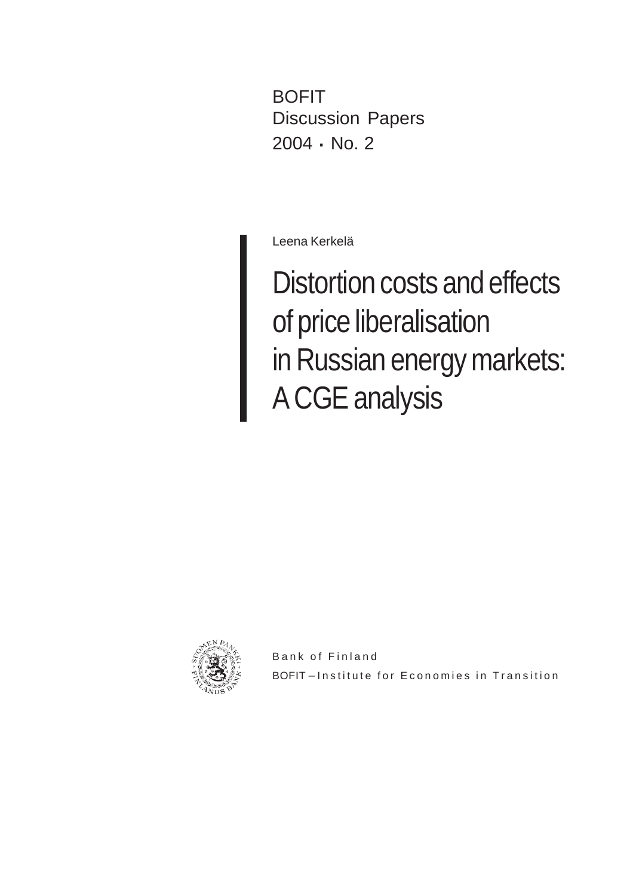BOFIT
Discussion Papers
2004 · No. 2

Leena Kerkelä

# Distortion costs and effects of price liberalisation in Russian energy markets: A CGE analysis

Bank of Finland
BOFIT – Institute for Economies in Transition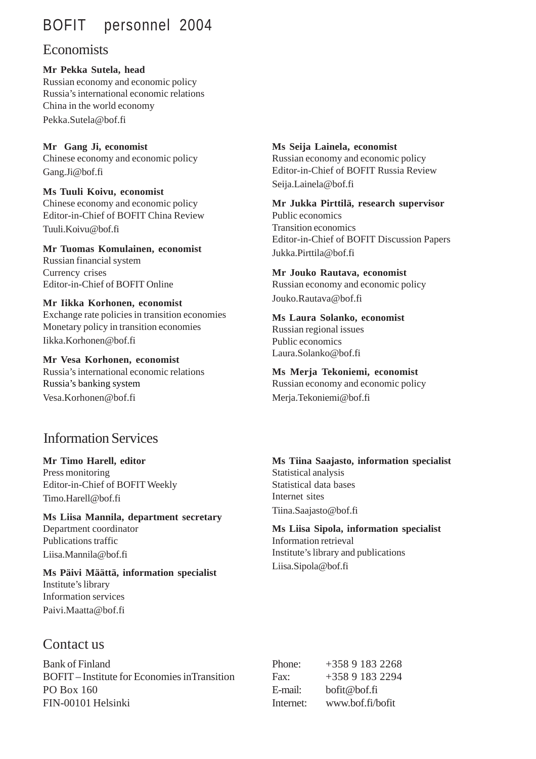# BOFIT personnel 2004

## Economists

**Mr Pekka Sutela, head**
Russian economy and economic policy
Russia's international economic relations
China in the world economy
Pekka.Sutela@bof.fi

**Mr Gang Ji, economist**
Chinese economy and economic policy
Gang.Ji@bof.fi

**Ms Tuuli Koivu, economist**
Chinese economy and economic policy
Editor-in-Chief of BOFIT China Review
Tuuli.Koivu@bof.fi

**Mr Tuomas Komulainen, economist**
Russian financial system
Currency crises
Editor-in-Chief of BOFIT Online

**Mr Iikka Korhonen, economist**
Exchange rate policies in transition economies
Monetary policy in transition economies
Iikka.Korhonen@bof.fi

**Mr Vesa Korhonen, economist**
Russia's international economic relations
Russia's banking system
Vesa.Korhonen@bof.fi

**Ms Seija Lainela, economist**
Russian economy and economic policy
Editor-in-Chief of BOFIT Russia Review
Seija.Lainela@bof.fi

**Mr Jukka Pirttilä, research supervisor**
Public economics
Transition economics
Editor-in-Chief of BOFIT Discussion Papers
Jukka.Pirttila@bof.fi

**Mr Jouko Rautava, economist**
Russian economy and economic policy
Jouko.Rautava@bof.fi

**Ms Laura Solanko, economist**
Russian regional issues
Public economics
Laura.Solanko@bof.fi

**Ms Merja Tekoniemi, economist**
Russian economy and economic policy
Merja.Tekoniemi@bof.fi

## Information Services

**Mr Timo Harell, editor**
Press monitoring
Editor-in-Chief of BOFIT Weekly
Timo.Harell@bof.fi

**Ms Liisa Mannila, department secretary**
Department coordinator
Publications traffic
Liisa.Mannila@bof.fi

**Ms Päivi Määttä, information specialist**
Institute's library
Information services
Paivi.Maatta@bof.fi

**Ms Tiina Saajasto, information specialist**
Statistical analysis
Statistical data bases
Internet sites
Tiina.Saajasto@bof.fi

**Ms Liisa Sipola, information specialist**
Information retrieval
Institute's library and publications
Liisa.Sipola@bof.fi

## Contact us

Bank of Finland
BOFIT – Institute for Economies inTransition
PO Box 160
FIN-00101 Helsinki

Phone: +358 9 183 2268
Fax: +358 9 183 2294
E-mail: bofit@bof.fi
Internet: www.bof.fi/bofit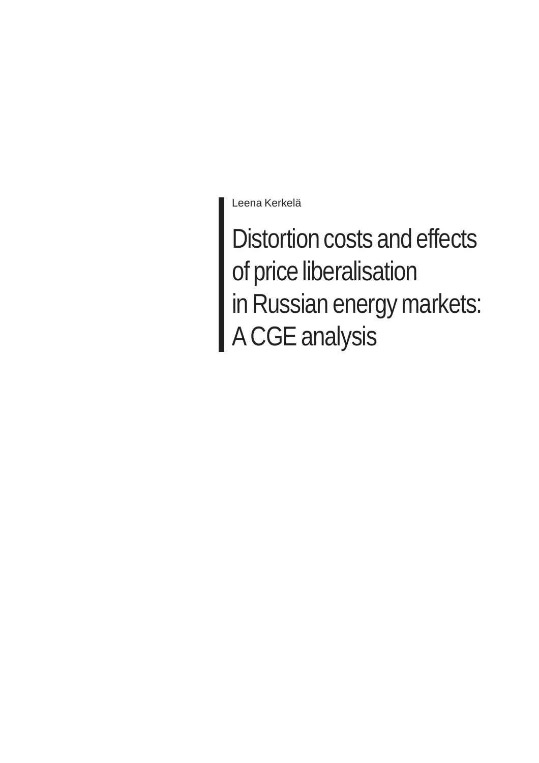Leena Kerkelä

# Distortion costs and effects of price liberalisation in Russian energy markets: A CGE analysis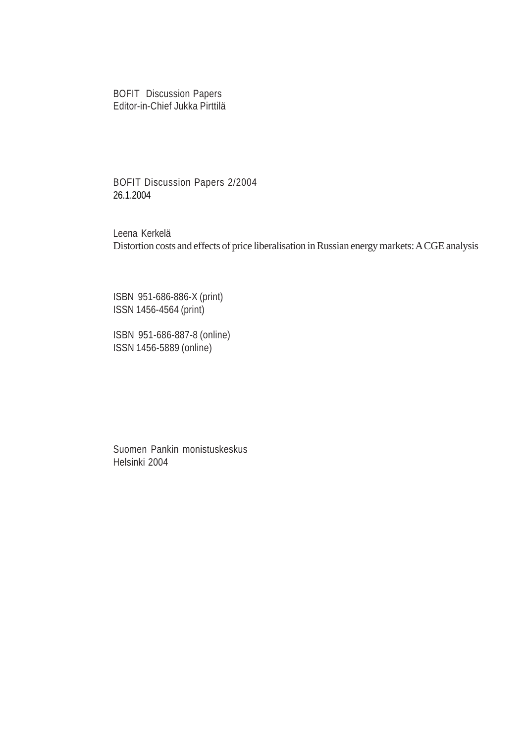BOFIT Discussion Papers  
Editor-in-Chief Jukka Pirttilä

BOFIT Discussion Papers 2/2004  
26.1.2004

Leena Kerkelä  
Distortion costs and effects of price liberalisation in Russian energy markets: A CGE analysis

ISBN 951-686-886-X (print)  
ISSN 1456-4564 (print)

ISBN 951-686-887-8 (online)  
ISSN 1456-5889 (online)

Suomen Pankin monistuskeskus  
Helsinki 2004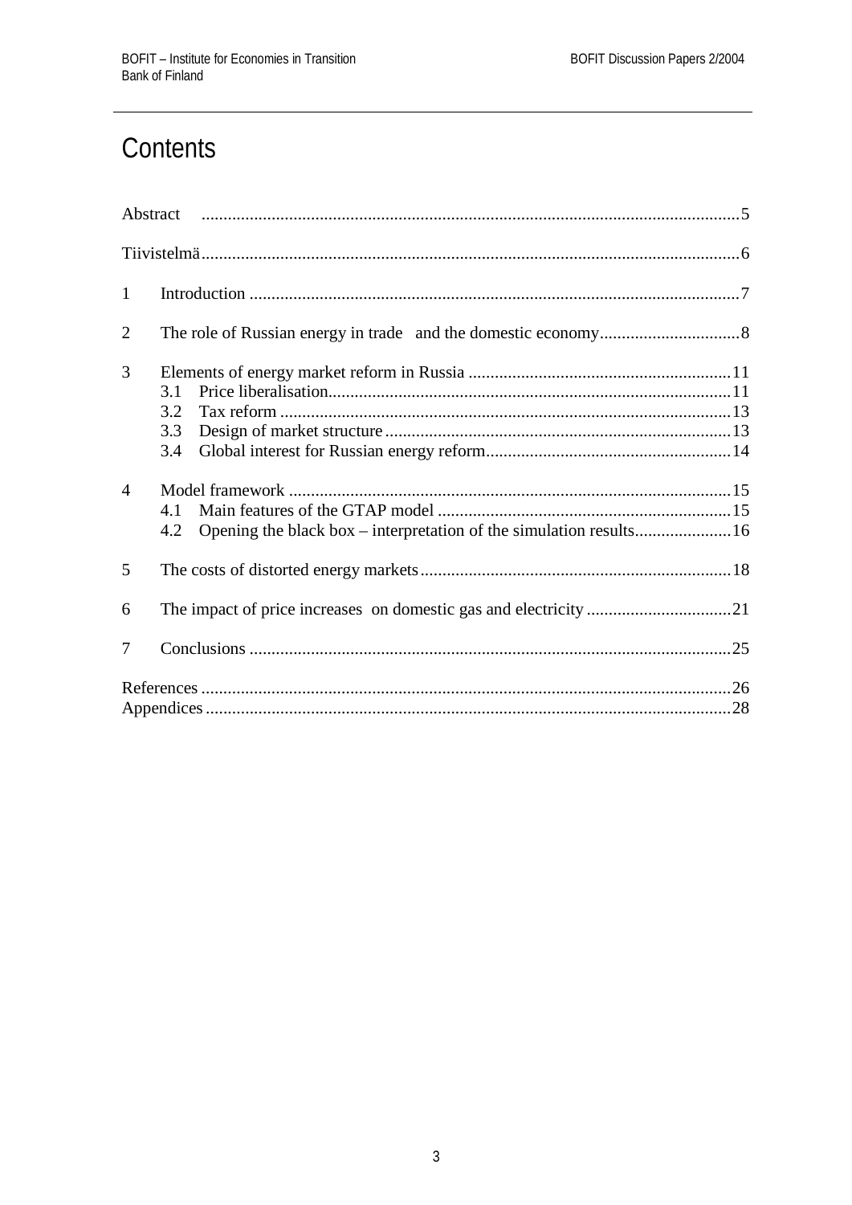# Contents

Abstract ..........................................................................................................................5

Tiivistelmä.........................................................................................................................6

1 Introduction ...............................................................................................................7

2 The role of Russian energy in trade and the domestic economy................................8

3 Elements of energy market reform in Russia ...........................................................11
   3.1 Price liberalisation...........................................................................................11
   3.2 Tax reform ......................................................................................................13
   3.3 Design of market structure ..............................................................................13
   3.4 Global interest for Russian energy reform.......................................................14

4 Model framework ....................................................................................................15
   4.1 Main features of the GTAP model ..................................................................15
   4.2 Opening the black box – interpretation of the simulation results......................16

5 The costs of distorted energy markets.......................................................................18

6 The impact of price increases on domestic gas and electricity .................................21

7 Conclusions .............................................................................................................25

References .......................................................................................................................26
Appendices .......................................................................................................................28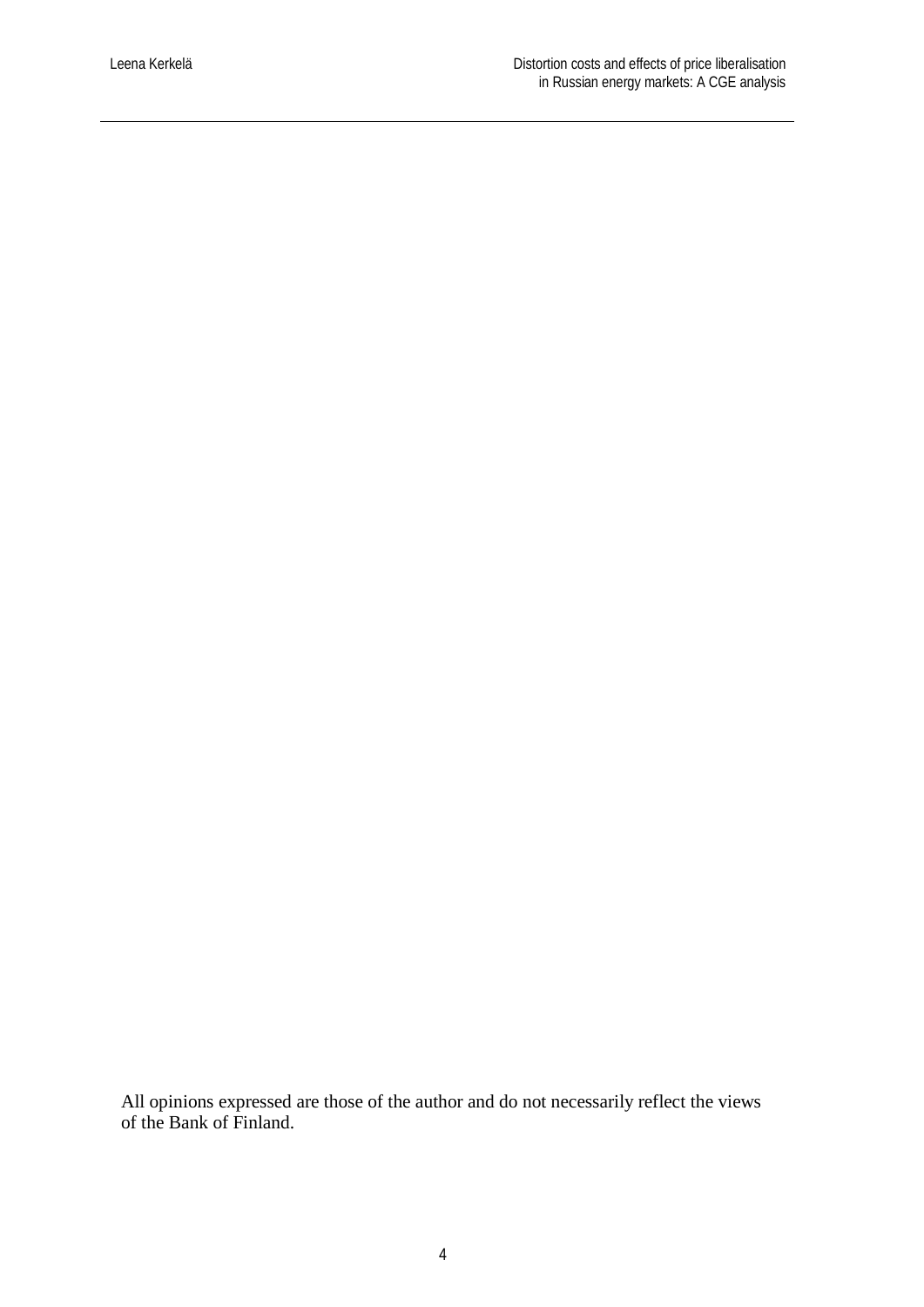All opinions expressed are those of the author and do not necessarily reflect the views of the Bank of Finland.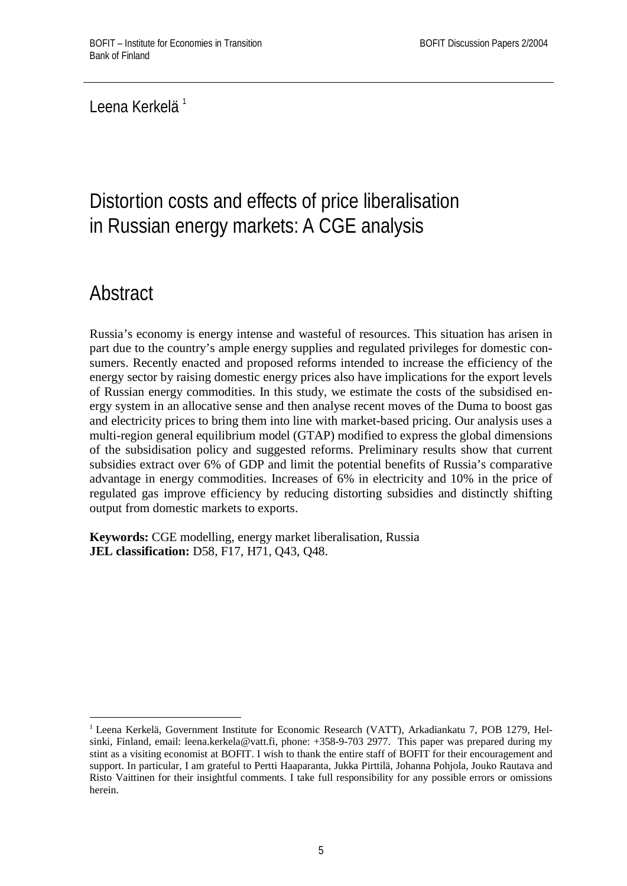Leena Kerkelä [1]

# Distortion costs and effects of price liberalisation in Russian energy markets: A CGE analysis

## Abstract

Russia's economy is energy intense and wasteful of resources. This situation has arisen in part due to the country's ample energy supplies and regulated privileges for domestic consumers. Recently enacted and proposed reforms intended to increase the efficiency of the energy sector by raising domestic energy prices also have implications for the export levels of Russian energy commodities. In this study, we estimate the costs of the subsidised energy system in an allocative sense and then analyse recent moves of the Duma to boost gas and electricity prices to bring them into line with market-based pricing. Our analysis uses a multi-region general equilibrium model (GTAP) modified to express the global dimensions of the subsidisation policy and suggested reforms. Preliminary results show that current subsidies extract over 6% of GDP and limit the potential benefits of Russia's comparative advantage in energy commodities. Increases of 6% in electricity and 10% in the price of regulated gas improve efficiency by reducing distorting subsidies and distinctly shifting output from domestic markets to exports.

**Keywords:** CGE modelling, energy market liberalisation, Russia
**JEL classification:** D58, F17, H71, Q43, Q48.

---

[1] Leena Kerkelä, Government Institute for Economic Research (VATT), Arkadiankatu 7, POB 1279, Helsinki, Finland, email: leena.kerkela@vatt.fi, phone: +358-9-703 2977. This paper was prepared during my stint as a visiting economist at BOFIT. I wish to thank the entire staff of BOFIT for their encouragement and support. In particular, I am grateful to Pertti Haaparanta, Jukka Pirttilä, Johanna Pohjola, Jouko Rautava and Risto Vaittinen for their insightful comments. I take full responsibility for any possible errors or omissions herein.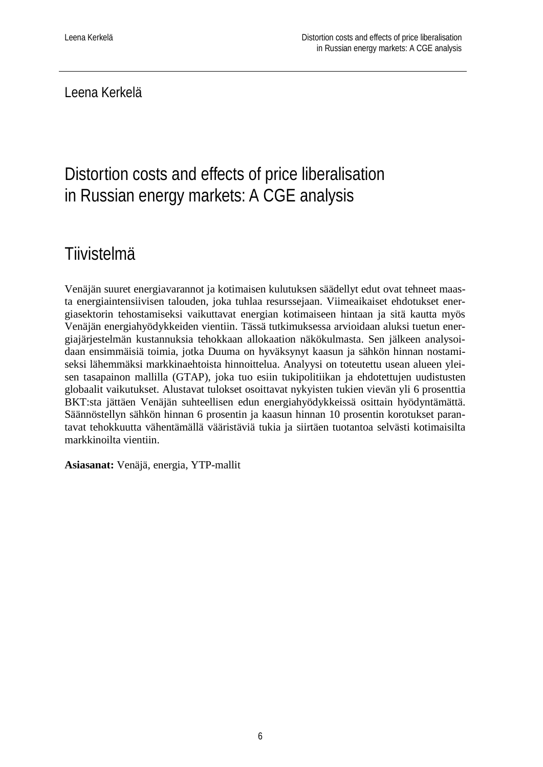Leena Kerkelä

# Distortion costs and effects of price liberalisation in Russian energy markets: A CGE analysis

## Tiivistelmä

Venäjän suuret energiavarannot ja kotimaisen kulutuksen säädellyt edut ovat tehneet maasta energiaintensiivisen talouden, joka tuhlaa resurssejaan. Viimeaikaiset ehdotukset energiasektorin tehostamiseksi vaikuttavat energian kotimaiseen hintaan ja sitä kautta myös Venäjän energiahyödykkeiden vientiin. Tässä tutkimuksessa arvioidaan aluksi tuetun energiajärjestelmän kustannuksia tehokkaan allokaation näkökulmasta. Sen jälkeen analysoidaan ensimmäisiä toimia, jotka Duuma on hyväksynyt kaasun ja sähkön hinnan nostamiseksi lähemmäksi markkinaehtoista hinnoittelua. Analyysi on toteutettu usean alueen yleisen tasapainon mallilla (GTAP), joka tuo esiin tukipolitiikan ja ehdotettujen uudistusten globaalit vaikutukset. Alustavat tulokset osoittavat nykyisten tukien vievän yli 6 prosenttia BKT:sta jättäen Venäjän suhteellisen edun energiahyödykkeissä osittain hyödyntämättä. Säännöstellyn sähkön hinnan 6 prosentin ja kaasun hinnan 10 prosentin korotukset parantavat tehokkuutta vähentämällä vääristäviä tukia ja siirtäen tuotantoa selvästi kotimaisilta markkinoilta vientiin.

**Asiasanat:** Venäjä, energia, YTP-mallit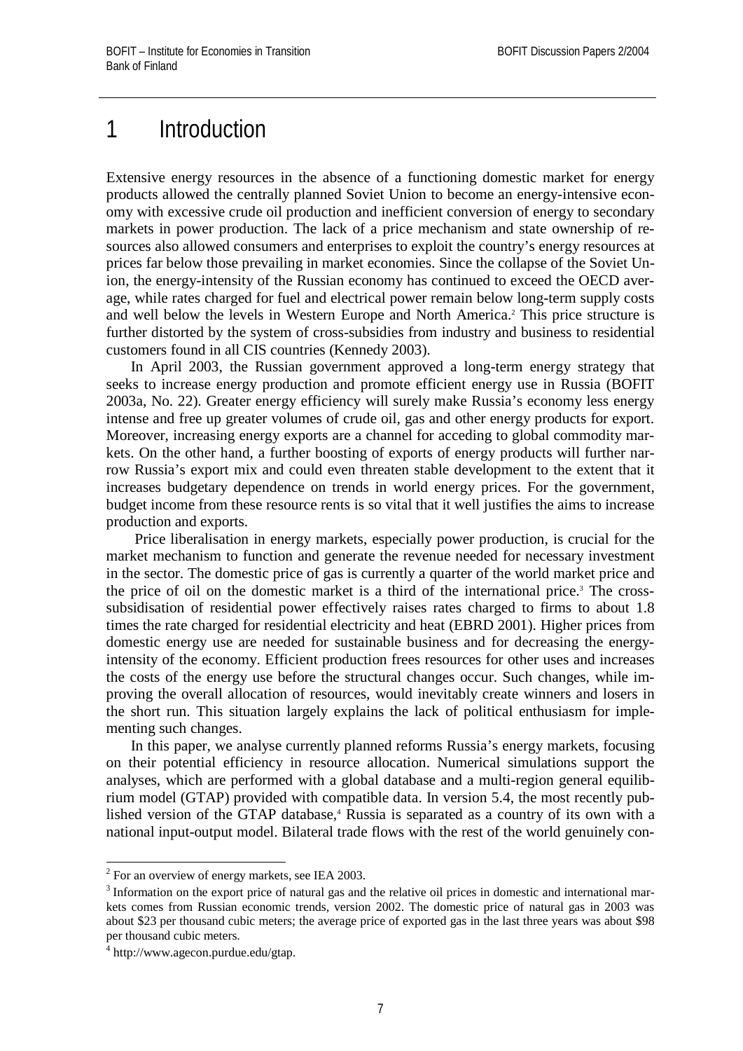# 1 Introduction

Extensive energy resources in the absence of a functioning domestic market for energy products allowed the centrally planned Soviet Union to become an energy-intensive economy with excessive crude oil production and inefficient conversion of energy to secondary markets in power production. The lack of a price mechanism and state ownership of resources also allowed consumers and enterprises to exploit the country's energy resources at prices far below those prevailing in market economies. Since the collapse of the Soviet Union, the energy-intensity of the Russian economy has continued to exceed the OECD average, while rates charged for fuel and electrical power remain below long-term supply costs and well below the levels in Western Europe and North America.[2] This price structure is further distorted by the system of cross-subsidies from industry and business to residential customers found in all CIS countries (Kennedy 2003).

In April 2003, the Russian government approved a long-term energy strategy that seeks to increase energy production and promote efficient energy use in Russia (BOFIT 2003a, No. 22). Greater energy efficiency will surely make Russia's economy less energy intense and free up greater volumes of crude oil, gas and other energy products for export. Moreover, increasing energy exports are a channel for acceding to global commodity markets. On the other hand, a further boosting of exports of energy products will further narrow Russia's export mix and could even threaten stable development to the extent that it increases budgetary dependence on trends in world energy prices. For the government, budget income from these resource rents is so vital that it well justifies the aims to increase production and exports.

Price liberalisation in energy markets, especially power production, is crucial for the market mechanism to function and generate the revenue needed for necessary investment in the sector. The domestic price of gas is currently a quarter of the world market price and the price of oil on the domestic market is a third of the international price.[3] The cross-subsidisation of residential power effectively raises rates charged to firms to about 1.8 times the rate charged for residential electricity and heat (EBRD 2001). Higher prices from domestic energy use are needed for sustainable business and for decreasing the energy-intensity of the economy. Efficient production frees resources for other uses and increases the costs of the energy use before the structural changes occur. Such changes, while improving the overall allocation of resources, would inevitably create winners and losers in the short run. This situation largely explains the lack of political enthusiasm for implementing such changes.

In this paper, we analyse currently planned reforms Russia's energy markets, focusing on their potential efficiency in resource allocation. Numerical simulations support the analyses, which are performed with a global database and a multi-region general equilibrium model (GTAP) provided with compatible data. In version 5.4, the most recently published version of the GTAP database,[4] Russia is separated as a country of its own with a national input-output model. Bilateral trade flows with the rest of the world genuinely con-

---

[2] For an overview of energy markets, see IEA 2003.

[3] Information on the export price of natural gas and the relative oil prices in domestic and international markets comes from Russian economic trends, version 2002. The domestic price of natural gas in 2003 was about $23 per thousand cubic meters; the average price of exported gas in the last three years was about $98 per thousand cubic meters.

[4] http://www.agecon.purdue.edu/gtap.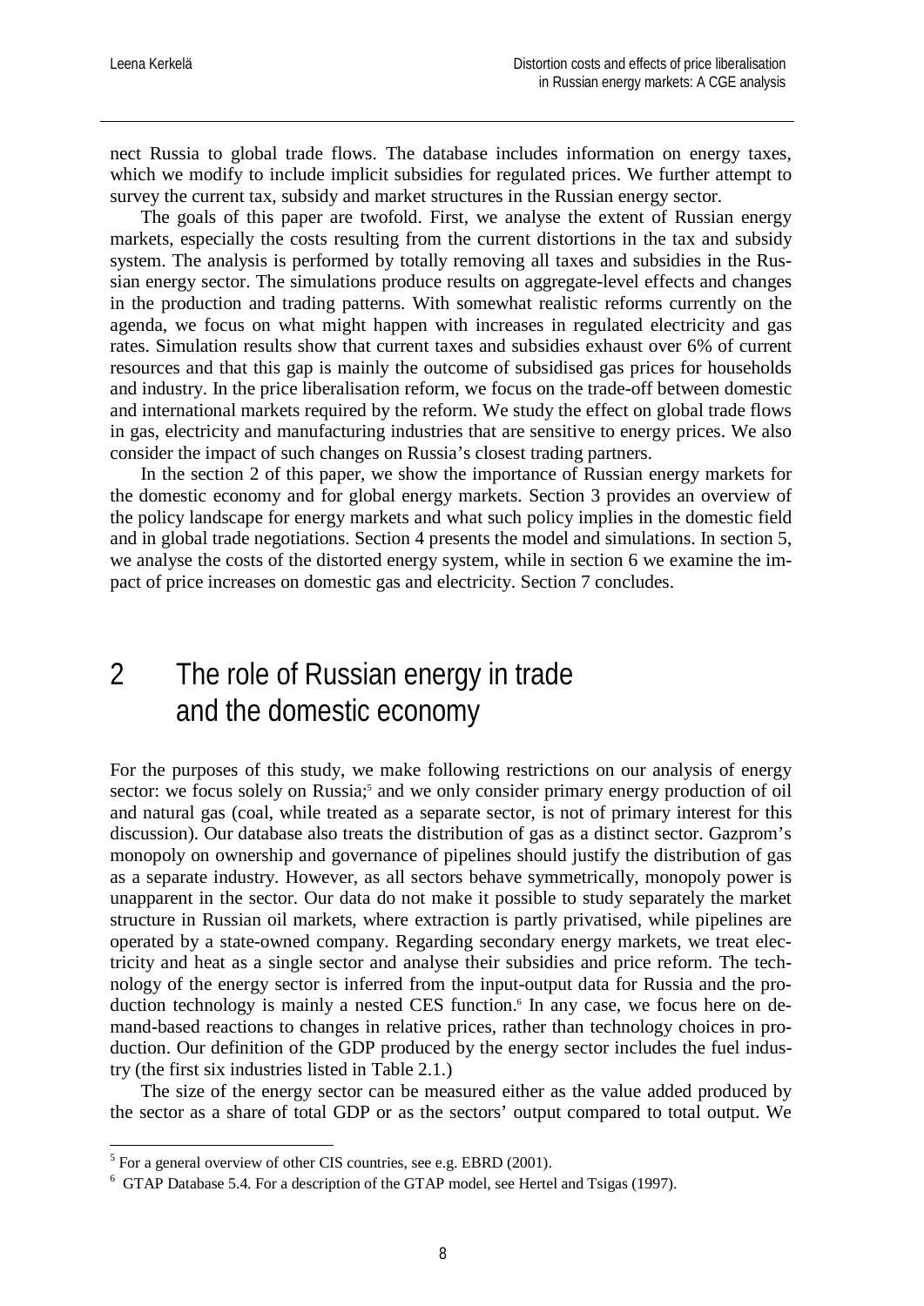nect Russia to global trade flows. The database includes information on energy taxes, which we modify to include implicit subsidies for regulated prices. We further attempt to survey the current tax, subsidy and market structures in the Russian energy sector.

The goals of this paper are twofold. First, we analyse the extent of Russian energy markets, especially the costs resulting from the current distortions in the tax and subsidy system. The analysis is performed by totally removing all taxes and subsidies in the Russian energy sector. The simulations produce results on aggregate-level effects and changes in the production and trading patterns. With somewhat realistic reforms currently on the agenda, we focus on what might happen with increases in regulated electricity and gas rates. Simulation results show that current taxes and subsidies exhaust over 6% of current resources and that this gap is mainly the outcome of subsidised gas prices for households and industry. In the price liberalisation reform, we focus on the trade-off between domestic and international markets required by the reform. We study the effect on global trade flows in gas, electricity and manufacturing industries that are sensitive to energy prices. We also consider the impact of such changes on Russia's closest trading partners.

In the section 2 of this paper, we show the importance of Russian energy markets for the domestic economy and for global energy markets. Section 3 provides an overview of the policy landscape for energy markets and what such policy implies in the domestic field and in global trade negotiations. Section 4 presents the model and simulations. In section 5, we analyse the costs of the distorted energy system, while in section 6 we examine the impact of price increases on domestic gas and electricity. Section 7 concludes.

# 2 The role of Russian energy in trade and the domestic economy

For the purposes of this study, we make following restrictions on our analysis of energy sector: we focus solely on Russia;[5] and we only consider primary energy production of oil and natural gas (coal, while treated as a separate sector, is not of primary interest for this discussion). Our database also treats the distribution of gas as a distinct sector. Gazprom's monopoly on ownership and governance of pipelines should justify the distribution of gas as a separate industry. However, as all sectors behave symmetrically, monopoly power is unapparent in the sector. Our data do not make it possible to study separately the market structure in Russian oil markets, where extraction is partly privatised, while pipelines are operated by a state-owned company. Regarding secondary energy markets, we treat electricity and heat as a single sector and analyse their subsidies and price reform. The technology of the energy sector is inferred from the input-output data for Russia and the production technology is mainly a nested CES function.[6] In any case, we focus here on demand-based reactions to changes in relative prices, rather than technology choices in production. Our definition of the GDP produced by the energy sector includes the fuel industry (the first six industries listed in Table 2.1.)

The size of the energy sector can be measured either as the value added produced by the sector as a share of total GDP or as the sectors' output compared to total output. We

[5] For a general overview of other CIS countries, see e.g. EBRD (2001).

[6] GTAP Database 5.4. For a description of the GTAP model, see Hertel and Tsigas (1997).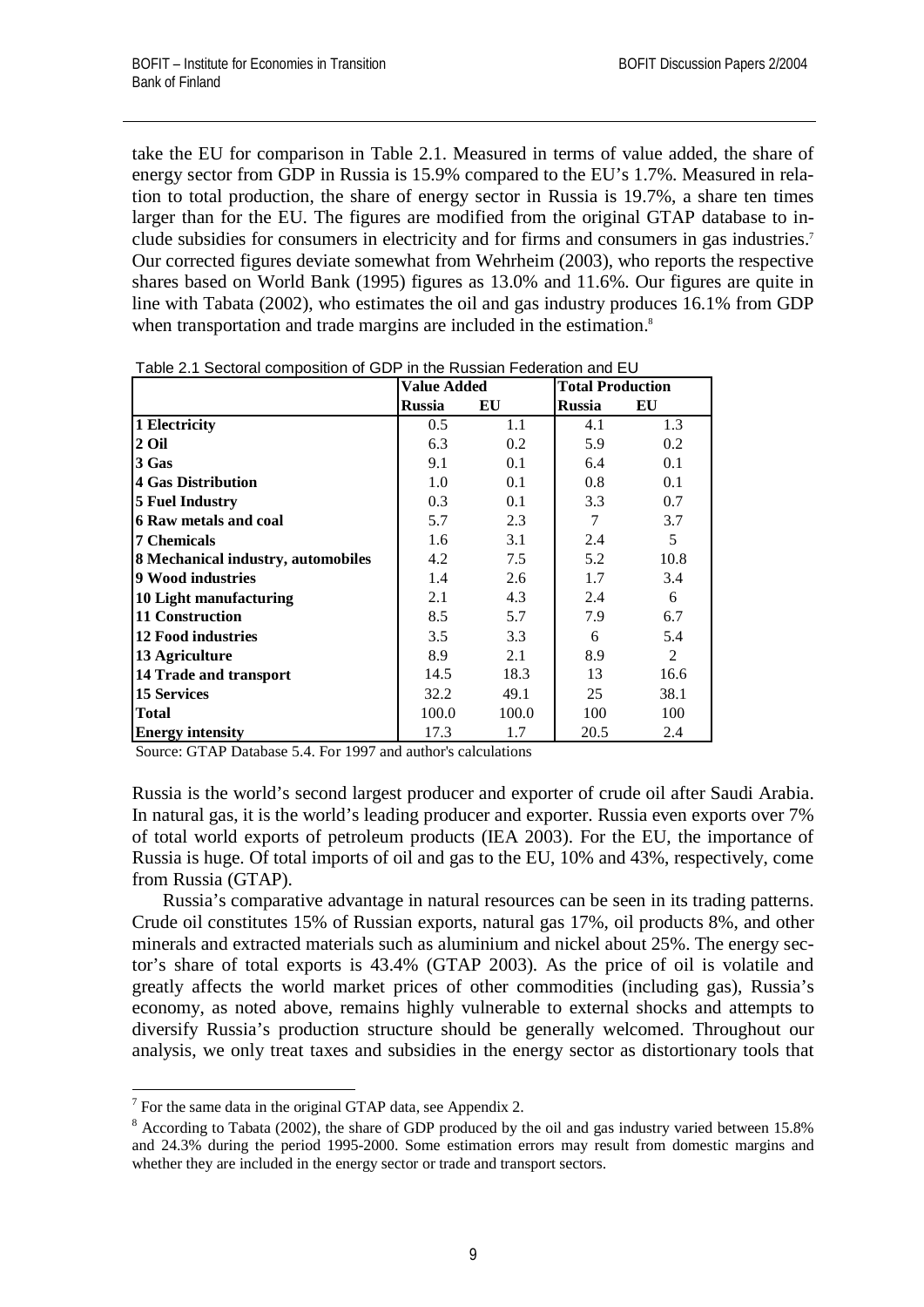take the EU for comparison in Table 2.1. Measured in terms of value added, the share of energy sector from GDP in Russia is 15.9% compared to the EU's 1.7%. Measured in relation to total production, the share of energy sector in Russia is 19.7%, a share ten times larger than for the EU. The figures are modified from the original GTAP database to include subsidies for consumers in electricity and for firms and consumers in gas industries.[7] Our corrected figures deviate somewhat from Wehrheim (2003), who reports the respective shares based on World Bank (1995) figures as 13.0% and 11.6%. Our figures are quite in line with Tabata (2002), who estimates the oil and gas industry produces 16.1% from GDP when transportation and trade margins are included in the estimation.[8]

Table 2.1 Sectoral composition of GDP in the Russian Federation and EU

| | Value Added | | Total Production | |
|---|---|---|---|---|
| | **Russia** | **EU** | **Russia** | **EU** |
| **1 Electricity** | 0.5 | 1.1 | 4.1 | 1.3 |
| **2 Oil** | 6.3 | 0.2 | 5.9 | 0.2 |
| **3 Gas** | 9.1 | 0.1 | 6.4 | 0.1 |
| **4 Gas Distribution** | 1.0 | 0.1 | 0.8 | 0.1 |
| **5 Fuel Industry** | 0.3 | 0.1 | 3.3 | 0.7 |
| **6 Raw metals and coal** | 5.7 | 2.3 | 7 | 3.7 |
| **7 Chemicals** | 1.6 | 3.1 | 2.4 | 5 |
| **8 Mechanical industry, automobiles** | 4.2 | 7.5 | 5.2 | 10.8 |
| **9 Wood industries** | 1.4 | 2.6 | 1.7 | 3.4 |
| **10 Light manufacturing** | 2.1 | 4.3 | 2.4 | 6 |
| **11 Construction** | 8.5 | 5.7 | 7.9 | 6.7 |
| **12 Food industries** | 3.5 | 3.3 | 6 | 5.4 |
| **13 Agriculture** | 8.9 | 2.1 | 8.9 | 2 |
| **14 Trade and transport** | 14.5 | 18.3 | 13 | 16.6 |
| **15 Services** | 32.2 | 49.1 | 25 | 38.1 |
| **Total** | 100.0 | 100.0 | 100 | 100 |
| **Energy intensity** | 17.3 | 1.7 | 20.5 | 2.4 |

Source: GTAP Database 5.4. For 1997 and author's calculations

Russia is the world's second largest producer and exporter of crude oil after Saudi Arabia. In natural gas, it is the world's leading producer and exporter. Russia even exports over 7% of total world exports of petroleum products (IEA 2003). For the EU, the importance of Russia is huge. Of total imports of oil and gas to the EU, 10% and 43%, respectively, come from Russia (GTAP).

Russia's comparative advantage in natural resources can be seen in its trading patterns. Crude oil constitutes 15% of Russian exports, natural gas 17%, oil products 8%, and other minerals and extracted materials such as aluminium and nickel about 25%. The energy sector's share of total exports is 43.4% (GTAP 2003). As the price of oil is volatile and greatly affects the world market prices of other commodities (including gas), Russia's economy, as noted above, remains highly vulnerable to external shocks and attempts to diversify Russia's production structure should be generally welcomed. Throughout our analysis, we only treat taxes and subsidies in the energy sector as distortionary tools that

[7] For the same data in the original GTAP data, see Appendix 2.

[8] According to Tabata (2002), the share of GDP produced by the oil and gas industry varied between 15.8% and 24.3% during the period 1995-2000. Some estimation errors may result from domestic margins and whether they are included in the energy sector or trade and transport sectors.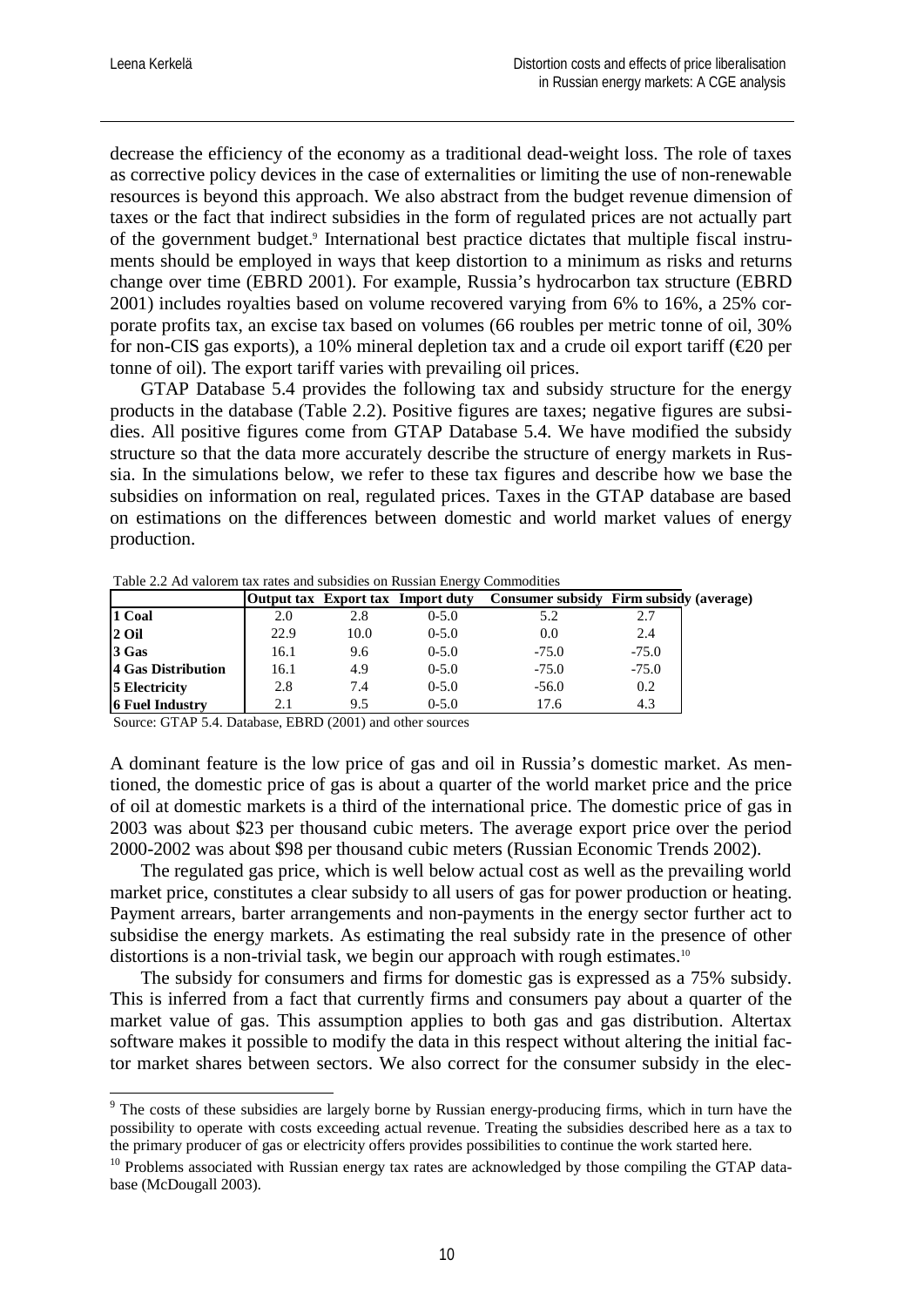decrease the efficiency of the economy as a traditional dead-weight loss. The role of taxes as corrective policy devices in the case of externalities or limiting the use of non-renewable resources is beyond this approach. We also abstract from the budget revenue dimension of taxes or the fact that indirect subsidies in the form of regulated prices are not actually part of the government budget.[9] International best practice dictates that multiple fiscal instruments should be employed in ways that keep distortion to a minimum as risks and returns change over time (EBRD 2001). For example, Russia's hydrocarbon tax structure (EBRD 2001) includes royalties based on volume recovered varying from 6% to 16%, a 25% corporate profits tax, an excise tax based on volumes (66 roubles per metric tonne of oil, 30% for non-CIS gas exports), a 10% mineral depletion tax and a crude oil export tariff (€20 per tonne of oil). The export tariff varies with prevailing oil prices.

GTAP Database 5.4 provides the following tax and subsidy structure for the energy products in the database (Table 2.2). Positive figures are taxes; negative figures are subsidies. All positive figures come from GTAP Database 5.4. We have modified the subsidy structure so that the data more accurately describe the structure of energy markets in Russia. In the simulations below, we refer to these tax figures and describe how we base the subsidies on information on real, regulated prices. Taxes in the GTAP database are based on estimations on the differences between domestic and world market values of energy production.

Table 2.2 Ad valorem tax rates and subsidies on Russian Energy Commodities

| | Output tax | Export tax | Import duty | Consumer subsidy | Firm subsidy (average) |
|---|---|---|---|---|---|
| **1 Coal** | 2.0 | 2.8 | 0-5.0 | 5.2 | 2.7 |
| **2 Oil** | 22.9 | 10.0 | 0-5.0 | 0.0 | 2.4 |
| **3 Gas** | 16.1 | 9.6 | 0-5.0 | -75.0 | -75.0 |
| **4 Gas Distribution** | 16.1 | 4.9 | 0-5.0 | -75.0 | -75.0 |
| **5 Electricity** | 2.8 | 7.4 | 0-5.0 | -56.0 | 0.2 |
| **6 Fuel Industry** | 2.1 | 9.5 | 0-5.0 | 17.6 | 4.3 |

Source: GTAP 5.4. Database, EBRD (2001) and other sources

A dominant feature is the low price of gas and oil in Russia's domestic market. As mentioned, the domestic price of gas is about a quarter of the world market price and the price of oil at domestic markets is a third of the international price. The domestic price of gas in 2003 was about \$23 per thousand cubic meters. The average export price over the period 2000-2002 was about \$98 per thousand cubic meters (Russian Economic Trends 2002).

The regulated gas price, which is well below actual cost as well as the prevailing world market price, constitutes a clear subsidy to all users of gas for power production or heating. Payment arrears, barter arrangements and non-payments in the energy sector further act to subsidise the energy markets. As estimating the real subsidy rate in the presence of other distortions is a non-trivial task, we begin our approach with rough estimates.[10]

The subsidy for consumers and firms for domestic gas is expressed as a 75% subsidy. This is inferred from a fact that currently firms and consumers pay about a quarter of the market value of gas. This assumption applies to both gas and gas distribution. Altertax software makes it possible to modify the data in this respect without altering the initial factor market shares between sectors. We also correct for the consumer subsidy in the elec-

[9] The costs of these subsidies are largely borne by Russian energy-producing firms, which in turn have the possibility to operate with costs exceeding actual revenue. Treating the subsidies described here as a tax to the primary producer of gas or electricity offers provides possibilities to continue the work started here.

[10] Problems associated with Russian energy tax rates are acknowledged by those compiling the GTAP database (McDougall 2003).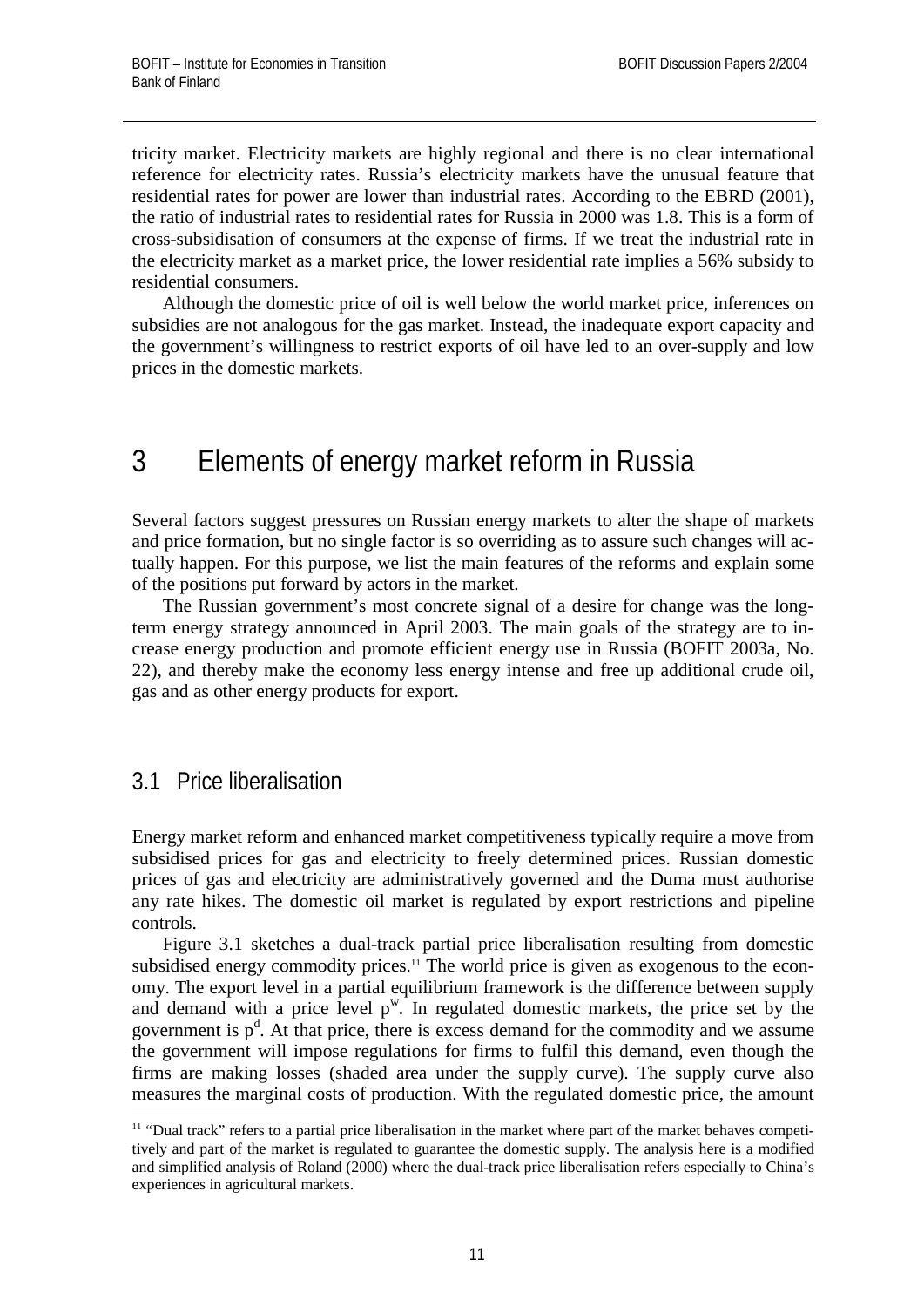tricity market. Electricity markets are highly regional and there is no clear international reference for electricity rates. Russia's electricity markets have the unusual feature that residential rates for power are lower than industrial rates. According to the EBRD (2001), the ratio of industrial rates to residential rates for Russia in 2000 was 1.8. This is a form of cross-subsidisation of consumers at the expense of firms. If we treat the industrial rate in the electricity market as a market price, the lower residential rate implies a 56% subsidy to residential consumers.

Although the domestic price of oil is well below the world market price, inferences on subsidies are not analogous for the gas market. Instead, the inadequate export capacity and the government's willingness to restrict exports of oil have led to an over-supply and low prices in the domestic markets.

# 3 Elements of energy market reform in Russia

Several factors suggest pressures on Russian energy markets to alter the shape of markets and price formation, but no single factor is so overriding as to assure such changes will actually happen. For this purpose, we list the main features of the reforms and explain some of the positions put forward by actors in the market.

The Russian government's most concrete signal of a desire for change was the long-term energy strategy announced in April 2003. The main goals of the strategy are to increase energy production and promote efficient energy use in Russia (BOFIT 2003a, No. 22), and thereby make the economy less energy intense and free up additional crude oil, gas and as other energy products for export.

## 3.1 Price liberalisation

Energy market reform and enhanced market competitiveness typically require a move from subsidised prices for gas and electricity to freely determined prices. Russian domestic prices of gas and electricity are administratively governed and the Duma must authorise any rate hikes. The domestic oil market is regulated by export restrictions and pipeline controls.

Figure 3.1 sketches a dual-track partial price liberalisation resulting from domestic subsidised energy commodity prices.[11] The world price is given as exogenous to the economy. The export level in a partial equilibrium framework is the difference between supply and demand with a price level $p^w$. In regulated domestic markets, the price set by the government is $p^d$. At that price, there is excess demand for the commodity and we assume the government will impose regulations for firms to fulfil this demand, even though the firms are making losses (shaded area under the supply curve). The supply curve also measures the marginal costs of production. With the regulated domestic price, the amount

[11] "Dual track" refers to a partial price liberalisation in the market where part of the market behaves competitively and part of the market is regulated to guarantee the domestic supply. The analysis here is a modified and simplified analysis of Roland (2000) where the dual-track price liberalisation refers especially to China's experiences in agricultural markets.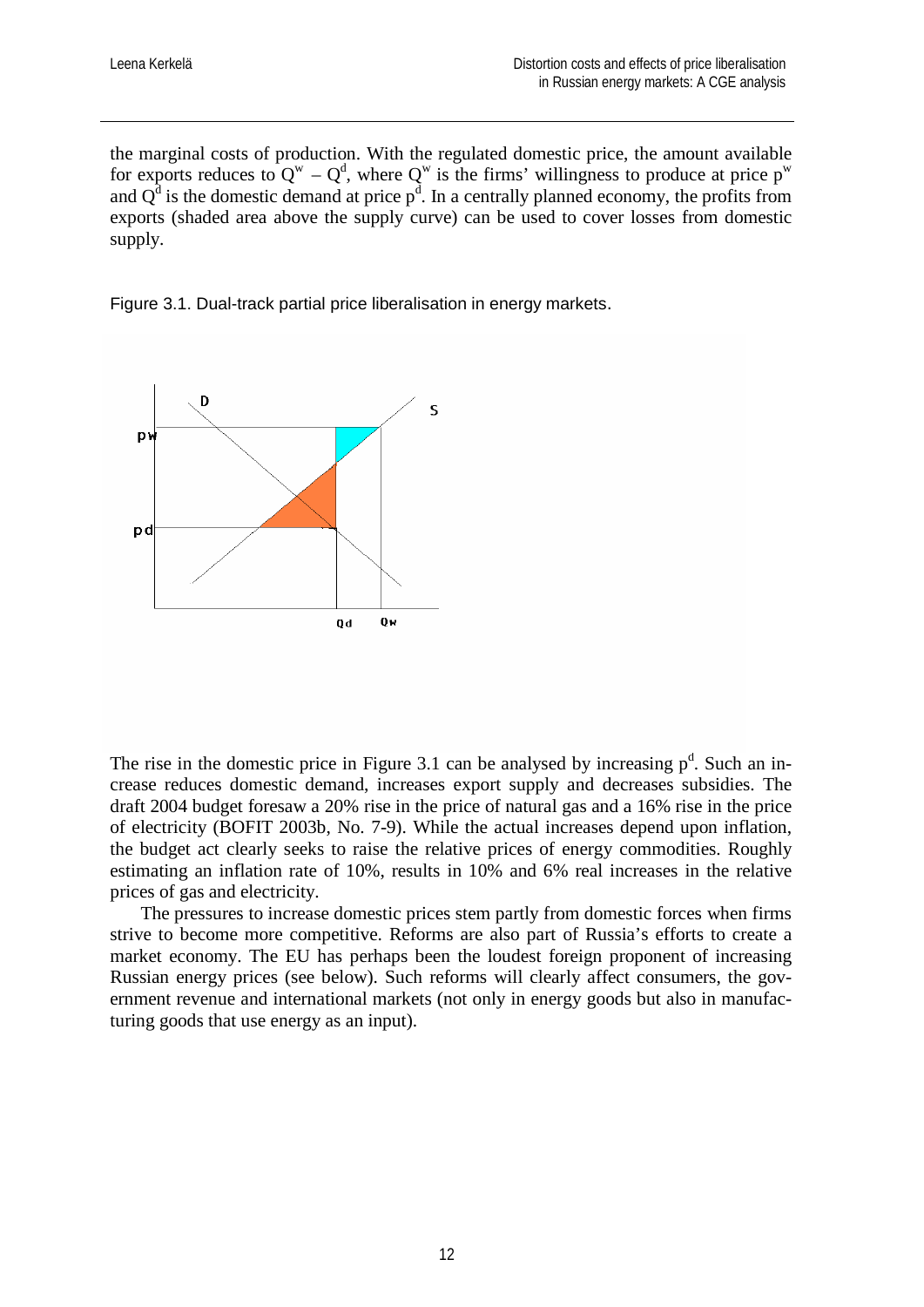the marginal costs of production. With the regulated domestic price, the amount available for exports reduces to $Q^w - Q^d$, where $Q^w$ is the firms' willingness to produce at price $p^w$ and $Q^d$ is the domestic demand at price $p^d$. In a centrally planned economy, the profits from exports (shaded area above the supply curve) can be used to cover losses from domestic supply.

Figure 3.1. Dual-track partial price liberalisation in energy markets.

The rise in the domestic price in Figure 3.1 can be analysed by increasing $p^d$. Such an increase reduces domestic demand, increases export supply and decreases subsidies. The draft 2004 budget foresaw a 20% rise in the price of natural gas and a 16% rise in the price of electricity (BOFIT 2003b, No. 7-9). While the actual increases depend upon inflation, the budget act clearly seeks to raise the relative prices of energy commodities. Roughly estimating an inflation rate of 10%, results in 10% and 6% real increases in the relative prices of gas and electricity.

The pressures to increase domestic prices stem partly from domestic forces when firms strive to become more competitive. Reforms are also part of Russia's efforts to create a market economy. The EU has perhaps been the loudest foreign proponent of increasing Russian energy prices (see below). Such reforms will clearly affect consumers, the government revenue and international markets (not only in energy goods but also in manufacturing goods that use energy as an input).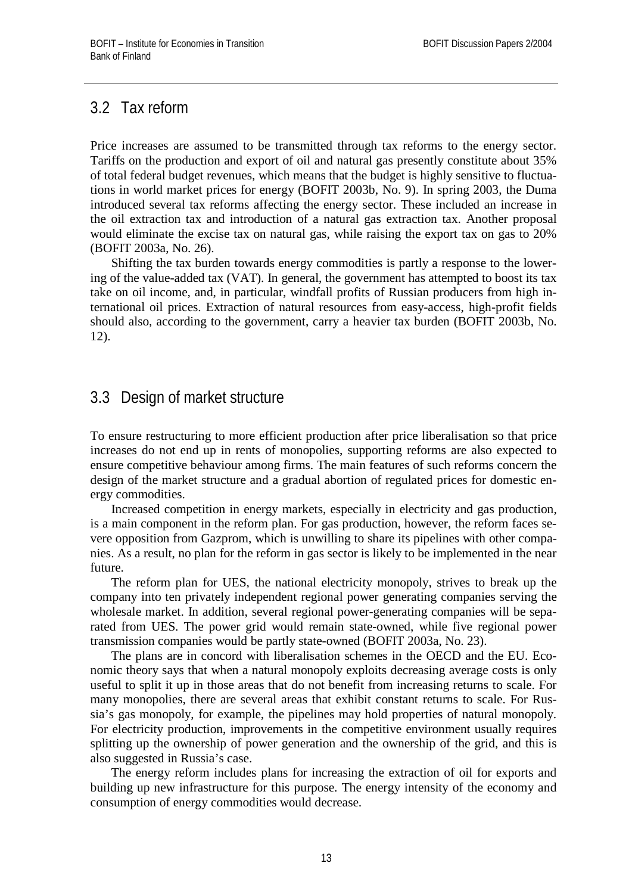## 3.2 Tax reform

Price increases are assumed to be transmitted through tax reforms to the energy sector. Tariffs on the production and export of oil and natural gas presently constitute about 35% of total federal budget revenues, which means that the budget is highly sensitive to fluctuations in world market prices for energy (BOFIT 2003b, No. 9). In spring 2003, the Duma introduced several tax reforms affecting the energy sector. These included an increase in the oil extraction tax and introduction of a natural gas extraction tax. Another proposal would eliminate the excise tax on natural gas, while raising the export tax on gas to 20% (BOFIT 2003a, No. 26).

Shifting the tax burden towards energy commodities is partly a response to the lowering of the value-added tax (VAT). In general, the government has attempted to boost its tax take on oil income, and, in particular, windfall profits of Russian producers from high international oil prices. Extraction of natural resources from easy-access, high-profit fields should also, according to the government, carry a heavier tax burden (BOFIT 2003b, No. 12).

## 3.3 Design of market structure

To ensure restructuring to more efficient production after price liberalisation so that price increases do not end up in rents of monopolies, supporting reforms are also expected to ensure competitive behaviour among firms. The main features of such reforms concern the design of the market structure and a gradual abortion of regulated prices for domestic energy commodities.

Increased competition in energy markets, especially in electricity and gas production, is a main component in the reform plan. For gas production, however, the reform faces severe opposition from Gazprom, which is unwilling to share its pipelines with other companies. As a result, no plan for the reform in gas sector is likely to be implemented in the near future.

The reform plan for UES, the national electricity monopoly, strives to break up the company into ten privately independent regional power generating companies serving the wholesale market. In addition, several regional power-generating companies will be separated from UES. The power grid would remain state-owned, while five regional power transmission companies would be partly state-owned (BOFIT 2003a, No. 23).

The plans are in concord with liberalisation schemes in the OECD and the EU. Economic theory says that when a natural monopoly exploits decreasing average costs is only useful to split it up in those areas that do not benefit from increasing returns to scale. For many monopolies, there are several areas that exhibit constant returns to scale. For Russia's gas monopoly, for example, the pipelines may hold properties of natural monopoly. For electricity production, improvements in the competitive environment usually requires splitting up the ownership of power generation and the ownership of the grid, and this is also suggested in Russia's case.

The energy reform includes plans for increasing the extraction of oil for exports and building up new infrastructure for this purpose. The energy intensity of the economy and consumption of energy commodities would decrease.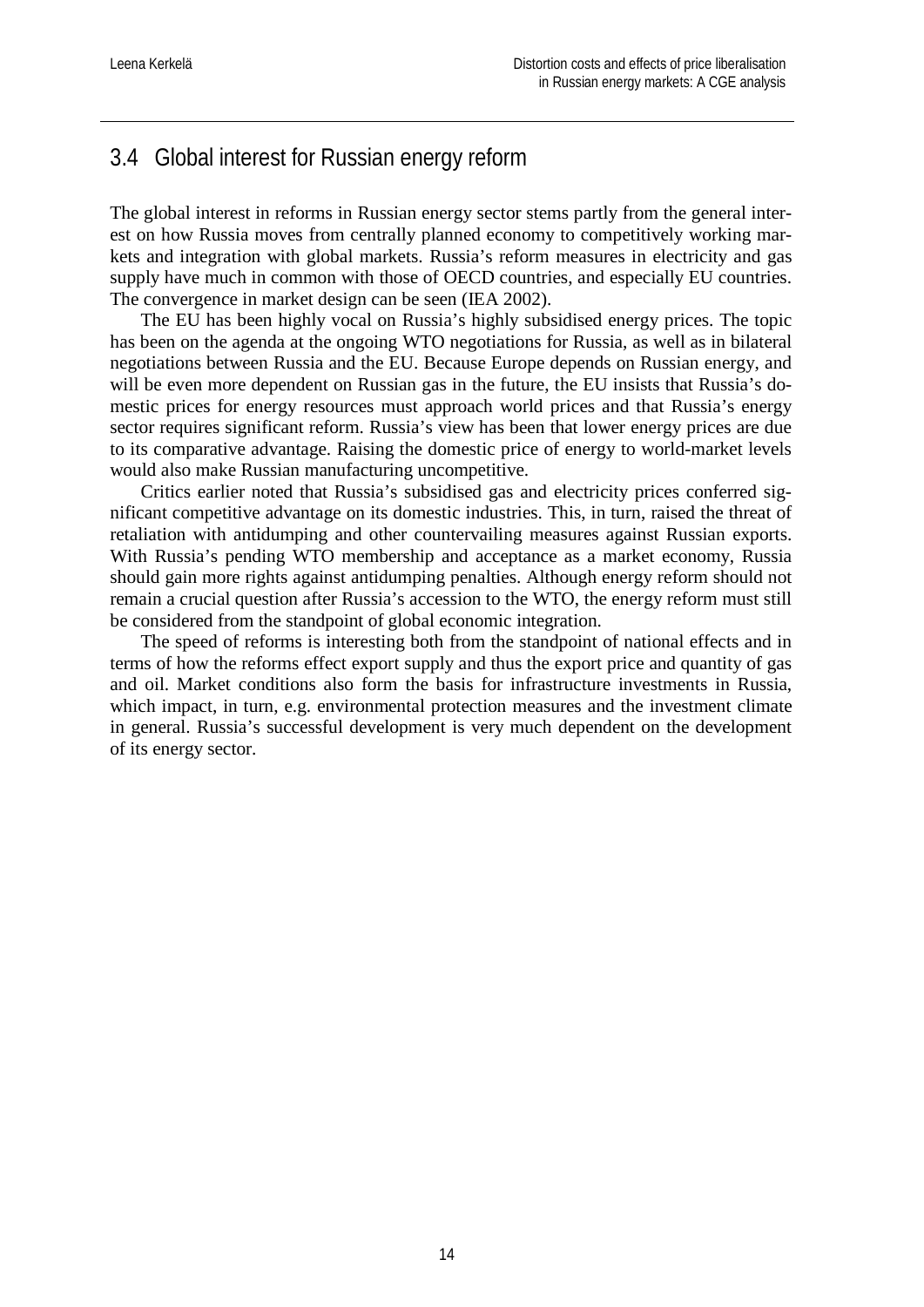## 3.4 Global interest for Russian energy reform

The global interest in reforms in Russian energy sector stems partly from the general interest on how Russia moves from centrally planned economy to competitively working markets and integration with global markets. Russia's reform measures in electricity and gas supply have much in common with those of OECD countries, and especially EU countries. The convergence in market design can be seen (IEA 2002).

The EU has been highly vocal on Russia's highly subsidised energy prices. The topic has been on the agenda at the ongoing WTO negotiations for Russia, as well as in bilateral negotiations between Russia and the EU. Because Europe depends on Russian energy, and will be even more dependent on Russian gas in the future, the EU insists that Russia's domestic prices for energy resources must approach world prices and that Russia's energy sector requires significant reform. Russia's view has been that lower energy prices are due to its comparative advantage. Raising the domestic price of energy to world-market levels would also make Russian manufacturing uncompetitive.

Critics earlier noted that Russia's subsidised gas and electricity prices conferred significant competitive advantage on its domestic industries. This, in turn, raised the threat of retaliation with antidumping and other countervailing measures against Russian exports. With Russia's pending WTO membership and acceptance as a market economy, Russia should gain more rights against antidumping penalties. Although energy reform should not remain a crucial question after Russia's accession to the WTO, the energy reform must still be considered from the standpoint of global economic integration.

The speed of reforms is interesting both from the standpoint of national effects and in terms of how the reforms effect export supply and thus the export price and quantity of gas and oil. Market conditions also form the basis for infrastructure investments in Russia, which impact, in turn, e.g. environmental protection measures and the investment climate in general. Russia's successful development is very much dependent on the development of its energy sector.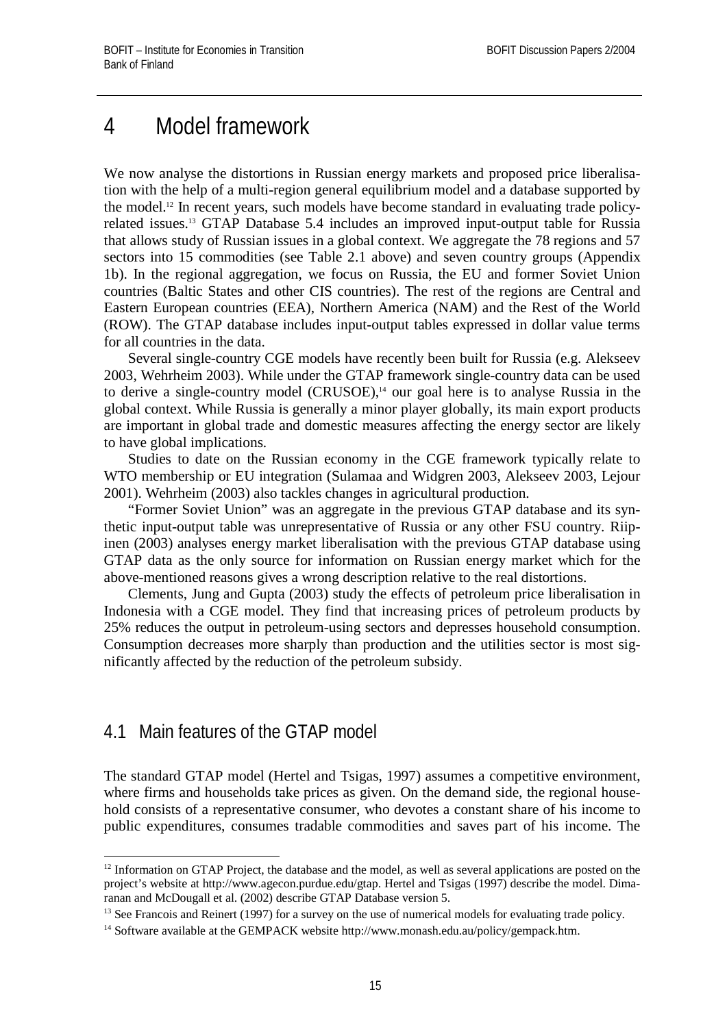# 4 Model framework

We now analyse the distortions in Russian energy markets and proposed price liberalisation with the help of a multi-region general equilibrium model and a database supported by the model.[12] In recent years, such models have become standard in evaluating trade policy-related issues.[13] GTAP Database 5.4 includes an improved input-output table for Russia that allows study of Russian issues in a global context. We aggregate the 78 regions and 57 sectors into 15 commodities (see Table 2.1 above) and seven country groups (Appendix 1b). In the regional aggregation, we focus on Russia, the EU and former Soviet Union countries (Baltic States and other CIS countries). The rest of the regions are Central and Eastern European countries (EEA), Northern America (NAM) and the Rest of the World (ROW). The GTAP database includes input-output tables expressed in dollar value terms for all countries in the data.

Several single-country CGE models have recently been built for Russia (e.g. Alekseev 2003, Wehrheim 2003). While under the GTAP framework single-country data can be used to derive a single-country model (CRUSOE),[14] our goal here is to analyse Russia in the global context. While Russia is generally a minor player globally, its main export products are important in global trade and domestic measures affecting the energy sector are likely to have global implications.

Studies to date on the Russian economy in the CGE framework typically relate to WTO membership or EU integration (Sulamaa and Widgren 2003, Alekseev 2003, Lejour 2001). Wehrheim (2003) also tackles changes in agricultural production.

"Former Soviet Union" was an aggregate in the previous GTAP database and its synthetic input-output table was unrepresentative of Russia or any other FSU country. Riipinen (2003) analyses energy market liberalisation with the previous GTAP database using GTAP data as the only source for information on Russian energy market which for the above-mentioned reasons gives a wrong description relative to the real distortions.

Clements, Jung and Gupta (2003) study the effects of petroleum price liberalisation in Indonesia with a CGE model. They find that increasing prices of petroleum products by 25% reduces the output in petroleum-using sectors and depresses household consumption. Consumption decreases more sharply than production and the utilities sector is most significantly affected by the reduction of the petroleum subsidy.

## 4.1 Main features of the GTAP model

The standard GTAP model (Hertel and Tsigas, 1997) assumes a competitive environment, where firms and households take prices as given. On the demand side, the regional household consists of a representative consumer, who devotes a constant share of his income to public expenditures, consumes tradable commodities and saves part of his income. The

---

[12] Information on GTAP Project, the database and the model, as well as several applications are posted on the project's website at http://www.agecon.purdue.edu/gtap. Hertel and Tsigas (1997) describe the model. Dimaranan and McDougall et al. (2002) describe GTAP Database version 5.

[13] See Francois and Reinert (1997) for a survey on the use of numerical models for evaluating trade policy.

[14] Software available at the GEMPACK website http://www.monash.edu.au/policy/gempack.htm.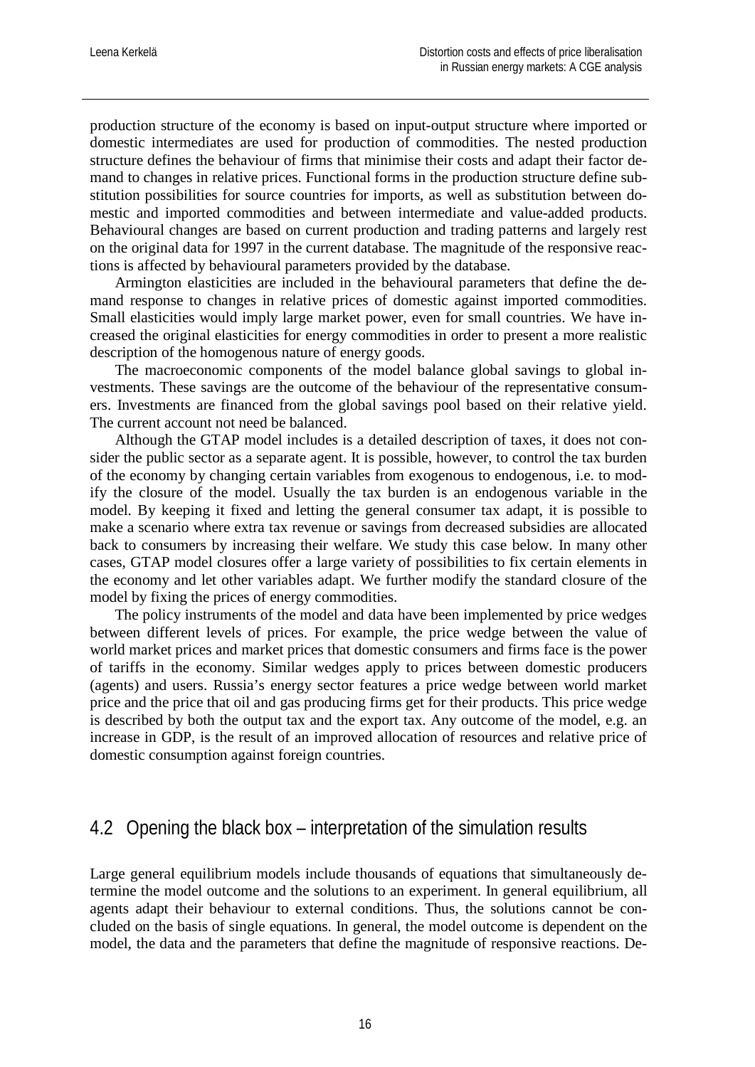production structure of the economy is based on input-output structure where imported or domestic intermediates are used for production of commodities. The nested production structure defines the behaviour of firms that minimise their costs and adapt their factor demand to changes in relative prices. Functional forms in the production structure define substitution possibilities for source countries for imports, as well as substitution between domestic and imported commodities and between intermediate and value-added products. Behavioural changes are based on current production and trading patterns and largely rest on the original data for 1997 in the current database. The magnitude of the responsive reactions is affected by behavioural parameters provided by the database.

Armington elasticities are included in the behavioural parameters that define the demand response to changes in relative prices of domestic against imported commodities. Small elasticities would imply large market power, even for small countries. We have increased the original elasticities for energy commodities in order to present a more realistic description of the homogenous nature of energy goods.

The macroeconomic components of the model balance global savings to global investments. These savings are the outcome of the behaviour of the representative consumers. Investments are financed from the global savings pool based on their relative yield. The current account not need be balanced.

Although the GTAP model includes is a detailed description of taxes, it does not consider the public sector as a separate agent. It is possible, however, to control the tax burden of the economy by changing certain variables from exogenous to endogenous, i.e. to modify the closure of the model. Usually the tax burden is an endogenous variable in the model. By keeping it fixed and letting the general consumer tax adapt, it is possible to make a scenario where extra tax revenue or savings from decreased subsidies are allocated back to consumers by increasing their welfare. We study this case below. In many other cases, GTAP model closures offer a large variety of possibilities to fix certain elements in the economy and let other variables adapt. We further modify the standard closure of the model by fixing the prices of energy commodities.

The policy instruments of the model and data have been implemented by price wedges between different levels of prices. For example, the price wedge between the value of world market prices and market prices that domestic consumers and firms face is the power of tariffs in the economy. Similar wedges apply to prices between domestic producers (agents) and users. Russia's energy sector features a price wedge between world market price and the price that oil and gas producing firms get for their products. This price wedge is described by both the output tax and the export tax. Any outcome of the model, e.g. an increase in GDP, is the result of an improved allocation of resources and relative price of domestic consumption against foreign countries.

## 4.2 Opening the black box – interpretation of the simulation results

Large general equilibrium models include thousands of equations that simultaneously determine the model outcome and the solutions to an experiment. In general equilibrium, all agents adapt their behaviour to external conditions. Thus, the solutions cannot be concluded on the basis of single equations. In general, the model outcome is dependent on the model, the data and the parameters that define the magnitude of responsive reactions. De-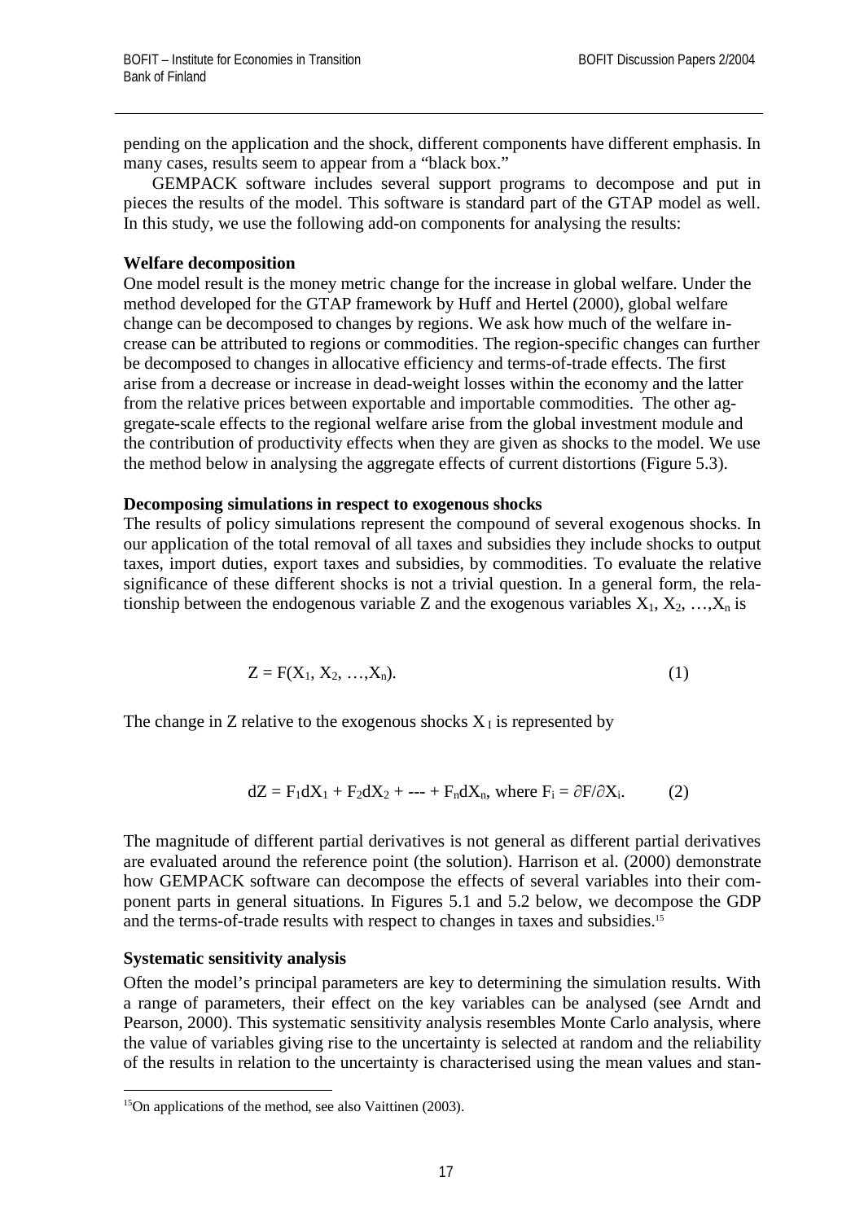pending on the application and the shock, different components have different emphasis. In many cases, results seem to appear from a "black box."

GEMPACK software includes several support programs to decompose and put in pieces the results of the model. This software is standard part of the GTAP model as well. In this study, we use the following add-on components for analysing the results:

**Welfare decomposition**

One model result is the money metric change for the increase in global welfare. Under the method developed for the GTAP framework by Huff and Hertel (2000), global welfare change can be decomposed to changes by regions. We ask how much of the welfare increase can be attributed to regions or commodities. The region-specific changes can further be decomposed to changes in allocative efficiency and terms-of-trade effects. The first arise from a decrease or increase in dead-weight losses within the economy and the latter from the relative prices between exportable and importable commodities. The other aggregate-scale effects to the regional welfare arise from the global investment module and the contribution of productivity effects when they are given as shocks to the model. We use the method below in analysing the aggregate effects of current distortions (Figure 5.3).

**Decomposing simulations in respect to exogenous shocks**

The results of policy simulations represent the compound of several exogenous shocks. In our application of the total removal of all taxes and subsidies they include shocks to output taxes, import duties, export taxes and subsidies, by commodities. To evaluate the relative significance of these different shocks is not a trivial question. In a general form, the relationship between the endogenous variable Z and the exogenous variables $X_1, X_2, \ldots, X_n$ is

$$Z = F(X_1, X_2, \ldots, X_n). \tag{1}$$

The change in Z relative to the exogenous shocks $X_I$ is represented by

$$dZ = F_1 dX_1 + F_2 dX_2 + \text{---} + F_n dX_n, \text{ where } F_i = \partial F / \partial X_i. \tag{2}$$

The magnitude of different partial derivatives is not general as different partial derivatives are evaluated around the reference point (the solution). Harrison et al. (2000) demonstrate how GEMPACK software can decompose the effects of several variables into their component parts in general situations. In Figures 5.1 and 5.2 below, we decompose the GDP and the terms-of-trade results with respect to changes in taxes and subsidies.[15]

**Systematic sensitivity analysis**

Often the model's principal parameters are key to determining the simulation results. With a range of parameters, their effect on the key variables can be analysed (see Arndt and Pearson, 2000). This systematic sensitivity analysis resembles Monte Carlo analysis, where the value of variables giving rise to the uncertainty is selected at random and the reliability of the results in relation to the uncertainty is characterised using the mean values and stan-

[15] On applications of the method, see also Vaittinen (2003).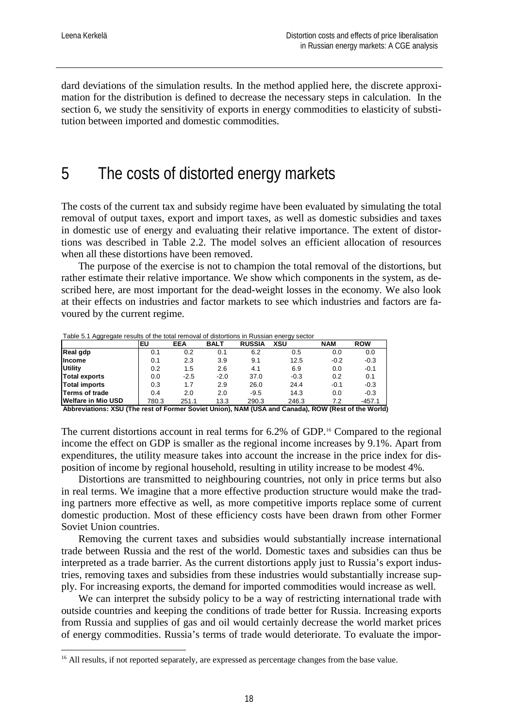dard deviations of the simulation results. In the method applied here, the discrete approximation for the distribution is defined to decrease the necessary steps in calculation. In the section 6, we study the sensitivity of exports in energy commodities to elasticity of substitution between imported and domestic commodities.

# 5 The costs of distorted energy markets

The costs of the current tax and subsidy regime have been evaluated by simulating the total removal of output taxes, export and import taxes, as well as domestic subsidies and taxes in domestic use of energy and evaluating their relative importance. The extent of distortions was described in Table 2.2. The model solves an efficient allocation of resources when all these distortions have been removed.

The purpose of the exercise is not to champion the total removal of the distortions, but rather estimate their relative importance. We show which components in the system, as described here, are most important for the dead-weight losses in the economy. We also look at their effects on industries and factor markets to see which industries and factors are favoured by the current regime.

Table 5.1 Aggregate results of the total removal of distortions in Russian energy sector

| | EU | EEA | BALT | RUSSIA | XSU | NAM | ROW |
|---|---|---|---|---|---|---|---|
| **Real gdp** | 0.1 | 0.2 | 0.1 | 6.2 | 0.5 | 0.0 | 0.0 |
| **Income** | 0.1 | 2.3 | 3.9 | 9.1 | 12.5 | -0.2 | -0.3 |
| **Utility** | 0.2 | 1.5 | 2.6 | 4.1 | 6.9 | 0.0 | -0.1 |
| **Total exports** | 0.0 | -2.5 | -2.0 | 37.0 | -0.3 | 0.2 | 0.1 |
| **Total imports** | 0.3 | 1.7 | 2.9 | 26.0 | 24.4 | -0.1 | -0.3 |
| **Terms of trade** | 0.4 | 2.0 | 2.0 | -9.5 | 14.3 | 0.0 | -0.3 |
| **Welfare in Mio USD** | 780.3 | 251.1 | 13.3 | 290.3 | 246.3 | 7.2 | -457.1 |

**Abbreviations: XSU (The rest of Former Soviet Union), NAM (USA and Canada), ROW (Rest of the World)**

The current distortions account in real terms for 6.2% of GDP.[16] Compared to the regional income the effect on GDP is smaller as the regional income increases by 9.1%. Apart from expenditures, the utility measure takes into account the increase in the price index for disposition of income by regional household, resulting in utility increase to be modest 4%.

Distortions are transmitted to neighbouring countries, not only in price terms but also in real terms. We imagine that a more effective production structure would make the trading partners more effective as well, as more competitive imports replace some of current domestic production. Most of these efficiency costs have been drawn from other Former Soviet Union countries.

Removing the current taxes and subsidies would substantially increase international trade between Russia and the rest of the world. Domestic taxes and subsidies can thus be interpreted as a trade barrier. As the current distortions apply just to Russia's export industries, removing taxes and subsidies from these industries would substantially increase supply. For increasing exports, the demand for imported commodities would increase as well.

We can interpret the subsidy policy to be a way of restricting international trade with outside countries and keeping the conditions of trade better for Russia. Increasing exports from Russia and supplies of gas and oil would certainly decrease the world market prices of energy commodities. Russia's terms of trade would deteriorate. To evaluate the impor-

[16] All results, if not reported separately, are expressed as percentage changes from the base value.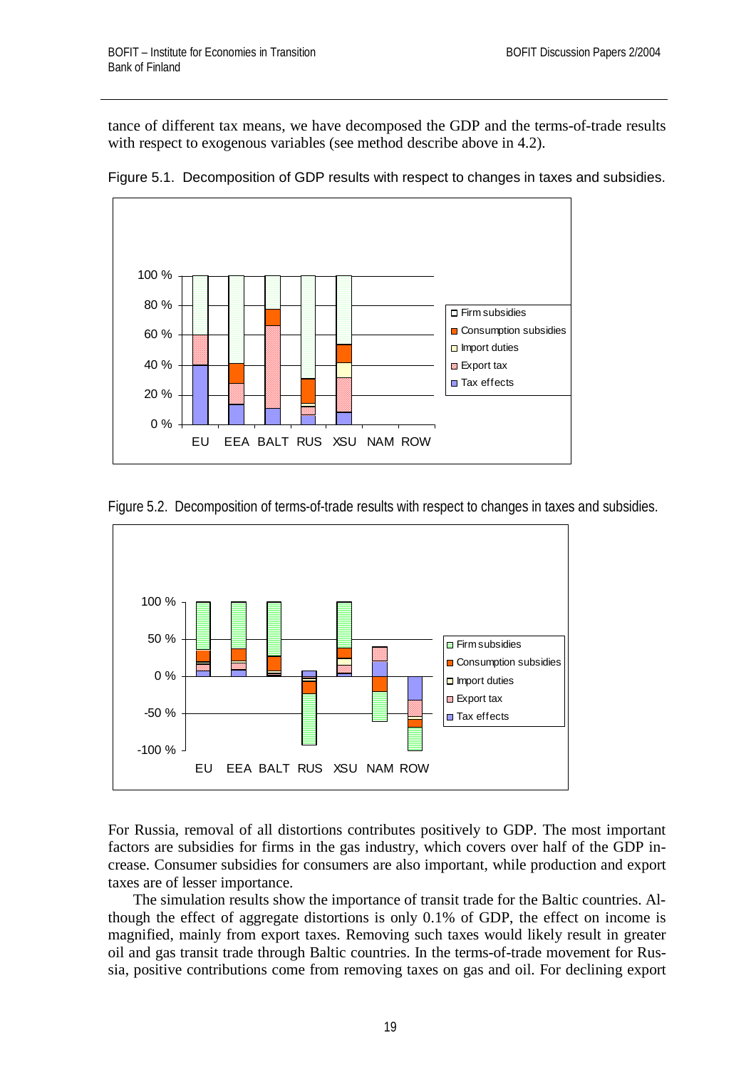tance of different tax means, we have decomposed the GDP and the terms-of-trade results with respect to exogenous variables (see method describe above in 4.2).

Figure 5.1. Decomposition of GDP results with respect to changes in taxes and subsidies.

Figure 5.2. Decomposition of terms-of-trade results with respect to changes in taxes and subsidies.

For Russia, removal of all distortions contributes positively to GDP. The most important factors are subsidies for firms in the gas industry, which covers over half of the GDP increase. Consumer subsidies for consumers are also important, while production and export taxes are of lesser importance.

The simulation results show the importance of transit trade for the Baltic countries. Although the effect of aggregate distortions is only 0.1% of GDP, the effect on income is magnified, mainly from export taxes. Removing such taxes would likely result in greater oil and gas transit trade through Baltic countries. In the terms-of-trade movement for Russia, positive contributions come from removing taxes on gas and oil. For declining export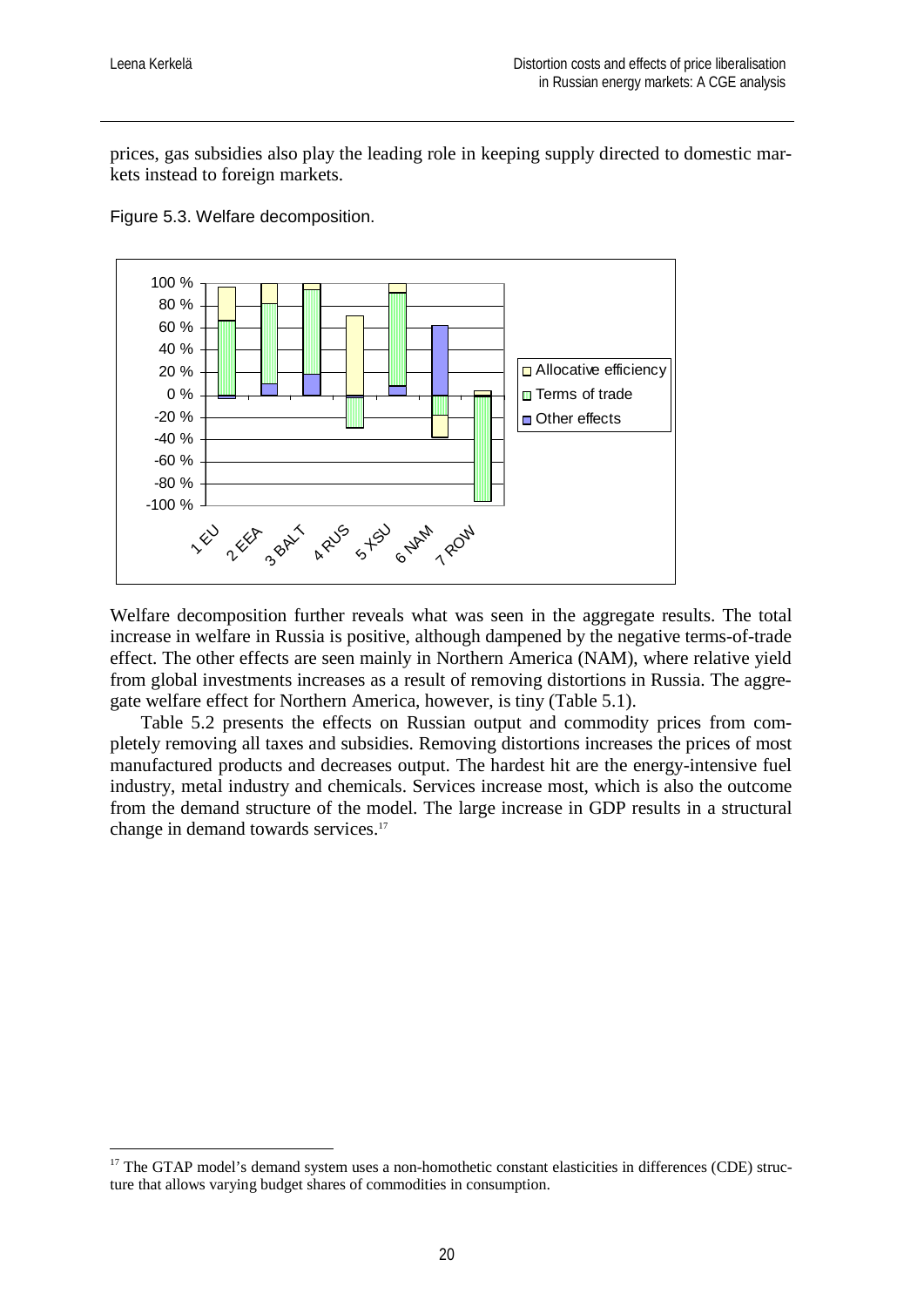prices, gas subsidies also play the leading role in keeping supply directed to domestic markets instead to foreign markets.

Figure 5.3. Welfare decomposition.

Welfare decomposition further reveals what was seen in the aggregate results. The total increase in welfare in Russia is positive, although dampened by the negative terms-of-trade effect. The other effects are seen mainly in Northern America (NAM), where relative yield from global investments increases as a result of removing distortions in Russia. The aggregate welfare effect for Northern America, however, is tiny (Table 5.1).

Table 5.2 presents the effects on Russian output and commodity prices from completely removing all taxes and subsidies. Removing distortions increases the prices of most manufactured products and decreases output. The hardest hit are the energy-intensive fuel industry, metal industry and chemicals. Services increase most, which is also the outcome from the demand structure of the model. The large increase in GDP results in a structural change in demand towards services.[17]

[17] The GTAP model's demand system uses a non-homothetic constant elasticities in differences (CDE) structure that allows varying budget shares of commodities in consumption.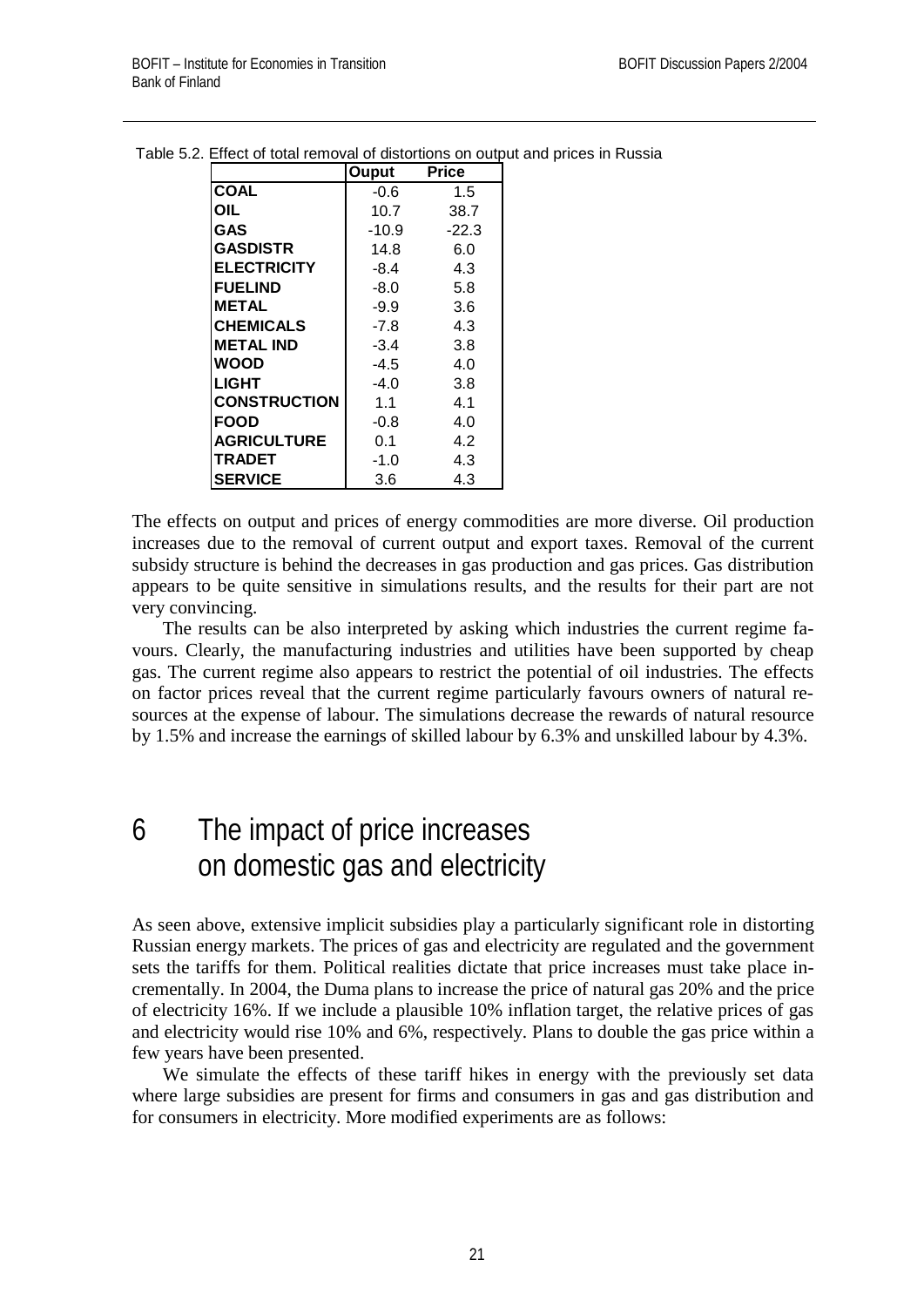Table 5.2. Effect of total removal of distortions on output and prices in Russia

| | Ouput | Price |
|---|---|---|
| **COAL** | -0.6 | 1.5 |
| **OIL** | 10.7 | 38.7 |
| **GAS** | -10.9 | -22.3 |
| **GASDISTR** | 14.8 | 6.0 |
| **ELECTRICITY** | -8.4 | 4.3 |
| **FUELIND** | -8.0 | 5.8 |
| **METAL** | -9.9 | 3.6 |
| **CHEMICALS** | -7.8 | 4.3 |
| **METAL IND** | -3.4 | 3.8 |
| **WOOD** | -4.5 | 4.0 |
| **LIGHT** | -4.0 | 3.8 |
| **CONSTRUCTION** | 1.1 | 4.1 |
| **FOOD** | -0.8 | 4.0 |
| **AGRICULTURE** | 0.1 | 4.2 |
| **TRADET** | -1.0 | 4.3 |
| **SERVICE** | 3.6 | 4.3 |

The effects on output and prices of energy commodities are more diverse. Oil production increases due to the removal of current output and export taxes. Removal of the current subsidy structure is behind the decreases in gas production and gas prices. Gas distribution appears to be quite sensitive in simulations results, and the results for their part are not very convincing.

The results can be also interpreted by asking which industries the current regime favours. Clearly, the manufacturing industries and utilities have been supported by cheap gas. The current regime also appears to restrict the potential of oil industries. The effects on factor prices reveal that the current regime particularly favours owners of natural resources at the expense of labour. The simulations decrease the rewards of natural resource by 1.5% and increase the earnings of skilled labour by 6.3% and unskilled labour by 4.3%.

# 6 The impact of price increases on domestic gas and electricity

As seen above, extensive implicit subsidies play a particularly significant role in distorting Russian energy markets. The prices of gas and electricity are regulated and the government sets the tariffs for them. Political realities dictate that price increases must take place incrementally. In 2004, the Duma plans to increase the price of natural gas 20% and the price of electricity 16%. If we include a plausible 10% inflation target, the relative prices of gas and electricity would rise 10% and 6%, respectively. Plans to double the gas price within a few years have been presented.

We simulate the effects of these tariff hikes in energy with the previously set data where large subsidies are present for firms and consumers in gas and gas distribution and for consumers in electricity. More modified experiments are as follows: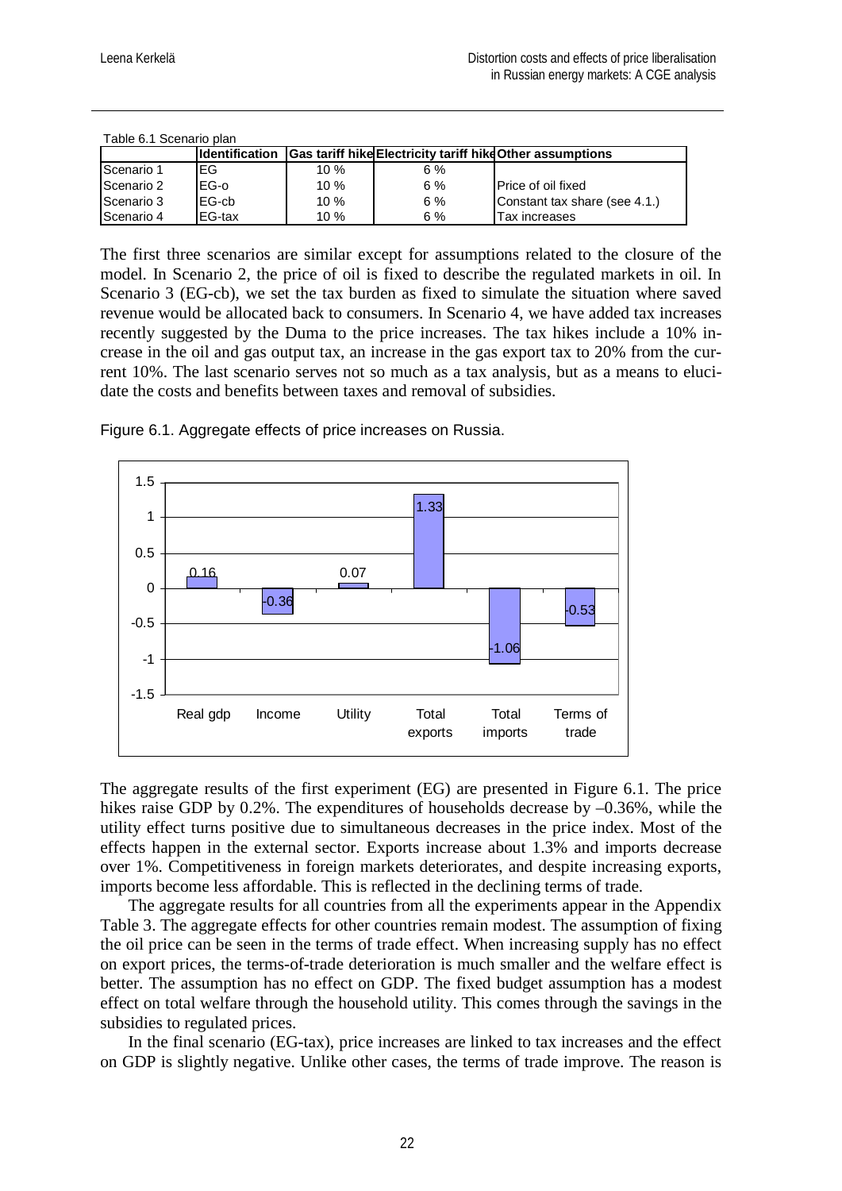Table 6.1 Scenario plan

| | Identification | Gas tariff hike | Electricity tariff hike | Other assumptions |
|---|---|---|---|---|
| Scenario 1 | EG | 10 % | 6 % | |
| Scenario 2 | EG-o | 10 % | 6 % | Price of oil fixed |
| Scenario 3 | EG-cb | 10 % | 6 % | Constant tax share (see 4.1.) |
| Scenario 4 | EG-tax | 10 % | 6 % | Tax increases |

The first three scenarios are similar except for assumptions related to the closure of the model. In Scenario 2, the price of oil is fixed to describe the regulated markets in oil. In Scenario 3 (EG-cb), we set the tax burden as fixed to simulate the situation where saved revenue would be allocated back to consumers. In Scenario 4, we have added tax increases recently suggested by the Duma to the price increases. The tax hikes include a 10% increase in the oil and gas output tax, an increase in the gas export tax to 20% from the current 10%. The last scenario serves not so much as a tax analysis, but as a means to elucidate the costs and benefits between taxes and removal of subsidies.

Figure 6.1. Aggregate effects of price increases on Russia.

The aggregate results of the first experiment (EG) are presented in Figure 6.1. The price hikes raise GDP by 0.2%. The expenditures of households decrease by –0.36%, while the utility effect turns positive due to simultaneous decreases in the price index. Most of the effects happen in the external sector. Exports increase about 1.3% and imports decrease over 1%. Competitiveness in foreign markets deteriorates, and despite increasing exports, imports become less affordable. This is reflected in the declining terms of trade.

The aggregate results for all countries from all the experiments appear in the Appendix Table 3. The aggregate effects for other countries remain modest. The assumption of fixing the oil price can be seen in the terms of trade effect. When increasing supply has no effect on export prices, the terms-of-trade deterioration is much smaller and the welfare effect is better. The assumption has no effect on GDP. The fixed budget assumption has a modest effect on total welfare through the household utility. This comes through the savings in the subsidies to regulated prices.

In the final scenario (EG-tax), price increases are linked to tax increases and the effect on GDP is slightly negative. Unlike other cases, the terms of trade improve. The reason is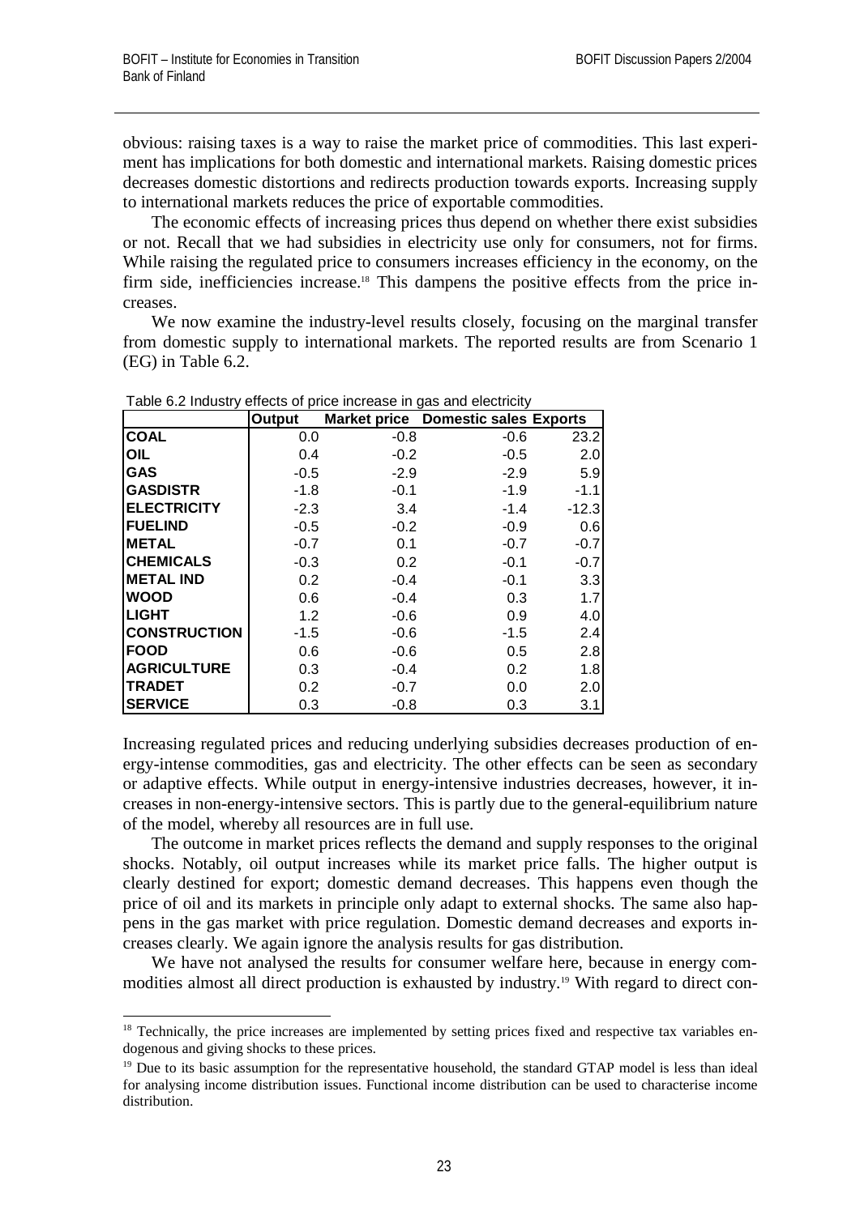obvious: raising taxes is a way to raise the market price of commodities. This last experiment has implications for both domestic and international markets. Raising domestic prices decreases domestic distortions and redirects production towards exports. Increasing supply to international markets reduces the price of exportable commodities.

The economic effects of increasing prices thus depend on whether there exist subsidies or not. Recall that we had subsidies in electricity use only for consumers, not for firms. While raising the regulated price to consumers increases efficiency in the economy, on the firm side, inefficiencies increase.[18] This dampens the positive effects from the price increases.

We now examine the industry-level results closely, focusing on the marginal transfer from domestic supply to international markets. The reported results are from Scenario 1 (EG) in Table 6.2.

Table 6.2 Industry effects of price increase in gas and electricity

| | Output | Market price | Domestic sales | Exports |
|---|---|---|---|---|
| **COAL** | 0.0 | -0.8 | -0.6 | 23.2 |
| **OIL** | 0.4 | -0.2 | -0.5 | 2.0 |
| **GAS** | -0.5 | -2.9 | -2.9 | 5.9 |
| **GASDISTR** | -1.8 | -0.1 | -1.9 | -1.1 |
| **ELECTRICITY** | -2.3 | 3.4 | -1.4 | -12.3 |
| **FUELIND** | -0.5 | -0.2 | -0.9 | 0.6 |
| **METAL** | -0.7 | 0.1 | -0.7 | -0.7 |
| **CHEMICALS** | -0.3 | 0.2 | -0.1 | -0.7 |
| **METAL IND** | 0.2 | -0.4 | -0.1 | 3.3 |
| **WOOD** | 0.6 | -0.4 | 0.3 | 1.7 |
| **LIGHT** | 1.2 | -0.6 | 0.9 | 4.0 |
| **CONSTRUCTION** | -1.5 | -0.6 | -1.5 | 2.4 |
| **FOOD** | 0.6 | -0.6 | 0.5 | 2.8 |
| **AGRICULTURE** | 0.3 | -0.4 | 0.2 | 1.8 |
| **TRADET** | 0.2 | -0.7 | 0.0 | 2.0 |
| **SERVICE** | 0.3 | -0.8 | 0.3 | 3.1 |

Increasing regulated prices and reducing underlying subsidies decreases production of energy-intense commodities, gas and electricity. The other effects can be seen as secondary or adaptive effects. While output in energy-intensive industries decreases, however, it increases in non-energy-intensive sectors. This is partly due to the general-equilibrium nature of the model, whereby all resources are in full use.

The outcome in market prices reflects the demand and supply responses to the original shocks. Notably, oil output increases while its market price falls. The higher output is clearly destined for export; domestic demand decreases. This happens even though the price of oil and its markets in principle only adapt to external shocks. The same also happens in the gas market with price regulation. Domestic demand decreases and exports increases clearly. We again ignore the analysis results for gas distribution.

We have not analysed the results for consumer welfare here, because in energy commodities almost all direct production is exhausted by industry.[19] With regard to direct con-

[18] Technically, the price increases are implemented by setting prices fixed and respective tax variables endogenous and giving shocks to these prices.

[19] Due to its basic assumption for the representative household, the standard GTAP model is less than ideal for analysing income distribution issues. Functional income distribution can be used to characterise income distribution.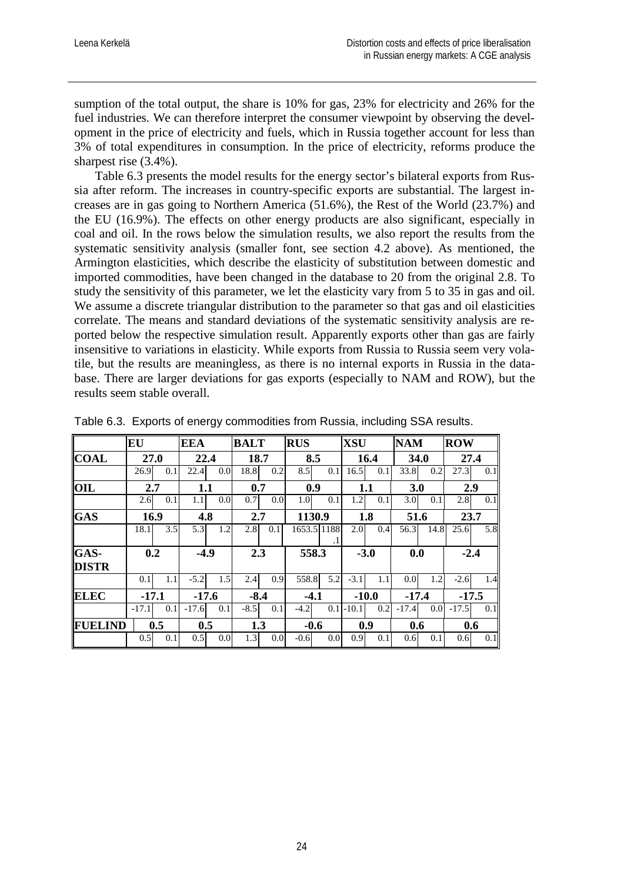sumption of the total output, the share is 10% for gas, 23% for electricity and 26% for the fuel industries. We can therefore interpret the consumer viewpoint by observing the development in the price of electricity and fuels, which in Russia together account for less than 3% of total expenditures in consumption. In the price of electricity, reforms produce the sharpest rise (3.4%).

Table 6.3 presents the model results for the energy sector's bilateral exports from Russia after reform. The increases in country-specific exports are substantial. The largest increases are in gas going to Northern America (51.6%), the Rest of the World (23.7%) and the EU (16.9%). The effects on other energy products are also significant, especially in coal and oil. In the rows below the simulation results, we also report the results from the systematic sensitivity analysis (smaller font, see section 4.2 above). As mentioned, the Armington elasticities, which describe the elasticity of substitution between domestic and imported commodities, have been changed in the database to 20 from the original 2.8. To study the sensitivity of this parameter, we let the elasticity vary from 5 to 35 in gas and oil. We assume a discrete triangular distribution to the parameter so that gas and oil elasticities correlate. The means and standard deviations of the systematic sensitivity analysis are reported below the respective simulation result. Apparently exports other than gas are fairly insensitive to variations in elasticity. While exports from Russia to Russia seem very volatile, but the results are meaningless, as there is no internal exports in Russia in the database. There are larger deviations for gas exports (especially to NAM and ROW), but the results seem stable overall.

Table 6.3. Exports of energy commodities from Russia, including SSA results.

| | EU | | EEA | | BALT | | RUS | | XSU | | NAM | | ROW | |
|---|---|---|---|---|---|---|---|---|---|---|---|---|---|---|
| **COAL** | **27.0** | | **22.4** | | **18.7** | | **8.5** | | **16.4** | | **34.0** | | **27.4** | |
| | 26.9 | 0.1 | 22.4 | 0.0 | 18.8 | 0.2 | 8.5 | 0.1 | 16.5 | 0.1 | 33.8 | 0.2 | 27.3 | 0.1 |
| **OIL** | **2.7** | | **1.1** | | **0.7** | | **0.9** | | **1.1** | | **3.0** | | **2.9** | |
| | 2.6 | 0.1 | 1.1 | 0.0 | 0.7 | 0.0 | 1.0 | 0.1 | 1.2 | 0.1 | 3.0 | 0.1 | 2.8 | 0.1 |
| **GAS** | **16.9** | | **4.8** | | **2.7** | | **1130.9** | | **1.8** | | **51.6** | | **23.7** | |
| | 18.1 | 3.5 | 5.3 | 1.2 | 2.8 | 0.1 | 1653.5 | 1188.1 | 2.0 | 0.4 | 56.3 | 14.8 | 25.6 | 5.8 |
| **GAS-DISTR** | **0.2** | | **-4.9** | | **2.3** | | **558.3** | | **-3.0** | | **0.0** | | **-2.4** | |
| | 0.1 | 1.1 | -5.2 | 1.5 | 2.4 | 0.9 | 558.8 | 5.2 | -3.1 | 1.1 | 0.0 | 1.2 | -2.6 | 1.4 |
| **ELEC** | **-17.1** | | **-17.6** | | **-8.4** | | **-4.1** | | **-10.0** | | **-17.4** | | **-17.5** | |
| | -17.1 | 0.1 | -17.6 | 0.1 | -8.5 | 0.1 | -4.2 | 0.1 | -10.1 | 0.2 | -17.4 | 0.0 | -17.5 | 0.1 |
| **FUELIND** | **0.5** | | **0.5** | | **1.3** | | **-0.6** | | **0.9** | | **0.6** | | **0.6** | |
| | 0.5 | 0.1 | 0.5 | 0.0 | 1.3 | 0.0 | -0.6 | 0.0 | 0.9 | 0.1 | 0.6 | 0.1 | 0.6 | 0.1 |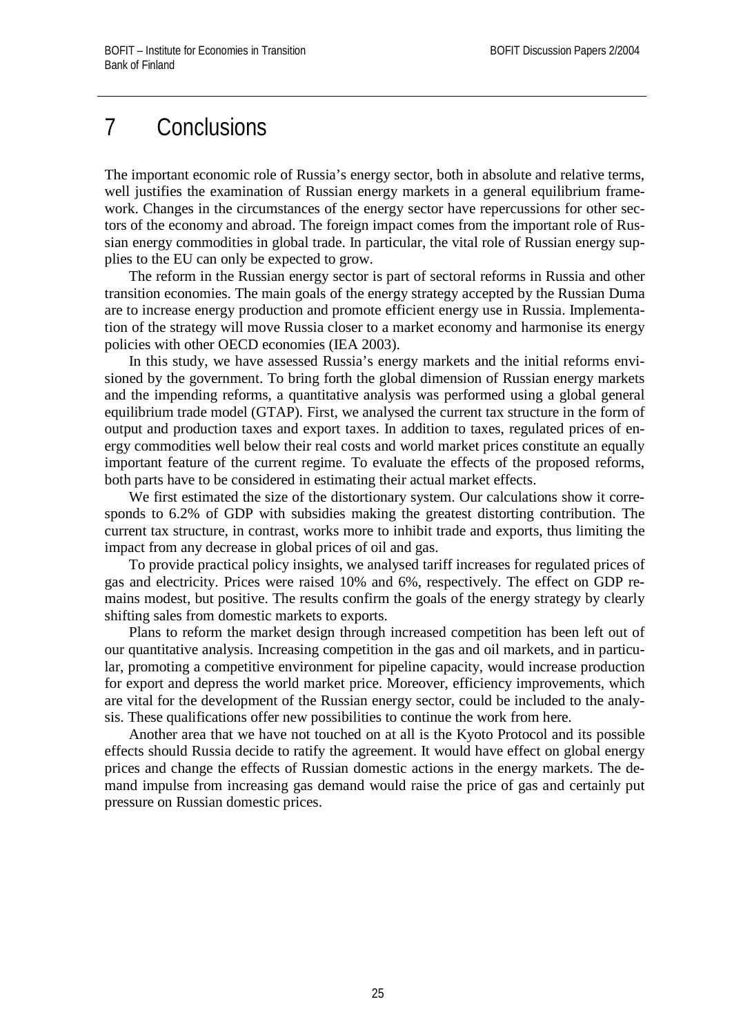# 7 Conclusions

The important economic role of Russia's energy sector, both in absolute and relative terms, well justifies the examination of Russian energy markets in a general equilibrium framework. Changes in the circumstances of the energy sector have repercussions for other sectors of the economy and abroad. The foreign impact comes from the important role of Russian energy commodities in global trade. In particular, the vital role of Russian energy supplies to the EU can only be expected to grow.

The reform in the Russian energy sector is part of sectoral reforms in Russia and other transition economies. The main goals of the energy strategy accepted by the Russian Duma are to increase energy production and promote efficient energy use in Russia. Implementation of the strategy will move Russia closer to a market economy and harmonise its energy policies with other OECD economies (IEA 2003).

In this study, we have assessed Russia's energy markets and the initial reforms envisioned by the government. To bring forth the global dimension of Russian energy markets and the impending reforms, a quantitative analysis was performed using a global general equilibrium trade model (GTAP). First, we analysed the current tax structure in the form of output and production taxes and export taxes. In addition to taxes, regulated prices of energy commodities well below their real costs and world market prices constitute an equally important feature of the current regime. To evaluate the effects of the proposed reforms, both parts have to be considered in estimating their actual market effects.

We first estimated the size of the distortionary system. Our calculations show it corresponds to 6.2% of GDP with subsidies making the greatest distorting contribution. The current tax structure, in contrast, works more to inhibit trade and exports, thus limiting the impact from any decrease in global prices of oil and gas.

To provide practical policy insights, we analysed tariff increases for regulated prices of gas and electricity. Prices were raised 10% and 6%, respectively. The effect on GDP remains modest, but positive. The results confirm the goals of the energy strategy by clearly shifting sales from domestic markets to exports.

Plans to reform the market design through increased competition has been left out of our quantitative analysis. Increasing competition in the gas and oil markets, and in particular, promoting a competitive environment for pipeline capacity, would increase production for export and depress the world market price. Moreover, efficiency improvements, which are vital for the development of the Russian energy sector, could be included to the analysis. These qualifications offer new possibilities to continue the work from here.

Another area that we have not touched on at all is the Kyoto Protocol and its possible effects should Russia decide to ratify the agreement. It would have effect on global energy prices and change the effects of Russian domestic actions in the energy markets. The demand impulse from increasing gas demand would raise the price of gas and certainly put pressure on Russian domestic prices.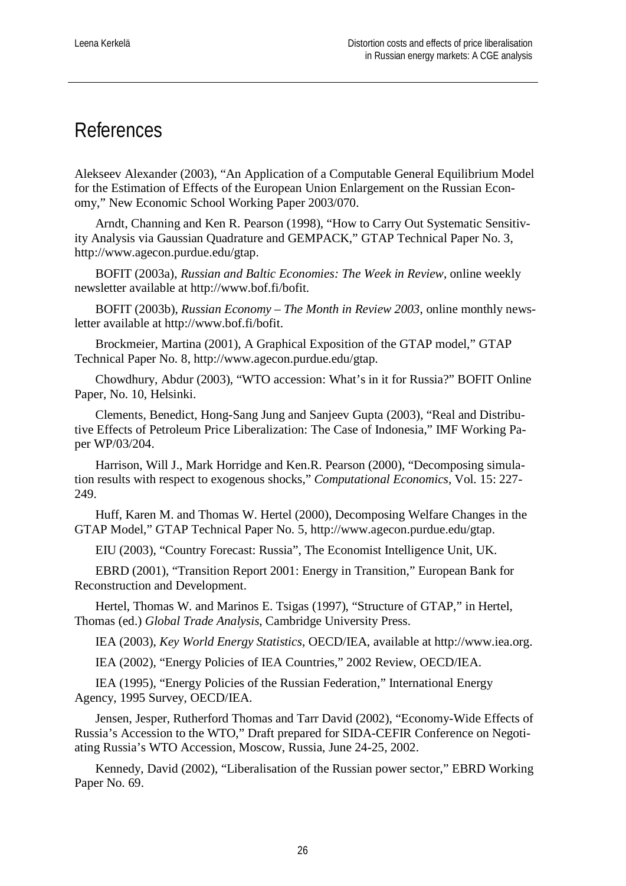# References

Alekseev Alexander (2003), "An Application of a Computable General Equilibrium Model for the Estimation of Effects of the European Union Enlargement on the Russian Economy," New Economic School Working Paper 2003/070.

Arndt, Channing and Ken R. Pearson (1998), "How to Carry Out Systematic Sensitivity Analysis via Gaussian Quadrature and GEMPACK," GTAP Technical Paper No. 3, http://www.agecon.purdue.edu/gtap.

BOFIT (2003a), *Russian and Baltic Economies: The Week in Review*, online weekly newsletter available at http://www.bof.fi/bofit.

BOFIT (2003b), *Russian Economy – The Month in Review 2003*, online monthly newsletter available at http://www.bof.fi/bofit.

Brockmeier, Martina (2001), A Graphical Exposition of the GTAP model," GTAP Technical Paper No. 8, http://www.agecon.purdue.edu/gtap.

Chowdhury, Abdur (2003), "WTO accession: What's in it for Russia?" BOFIT Online Paper, No. 10, Helsinki.

Clements, Benedict, Hong-Sang Jung and Sanjeev Gupta (2003), "Real and Distributive Effects of Petroleum Price Liberalization: The Case of Indonesia," IMF Working Paper WP/03/204.

Harrison, Will J., Mark Horridge and Ken.R. Pearson (2000), "Decomposing simulation results with respect to exogenous shocks," *Computational Economics*, Vol. 15: 227-249.

Huff, Karen M. and Thomas W. Hertel (2000), Decomposing Welfare Changes in the GTAP Model," GTAP Technical Paper No. 5, http://www.agecon.purdue.edu/gtap.

EIU (2003), "Country Forecast: Russia", The Economist Intelligence Unit, UK.

EBRD (2001), "Transition Report 2001: Energy in Transition," European Bank for Reconstruction and Development.

Hertel, Thomas W. and Marinos E. Tsigas (1997), "Structure of GTAP," in Hertel, Thomas (ed.) *Global Trade Analysis*, Cambridge University Press.

IEA (2003), *Key World Energy Statistics*, OECD/IEA, available at http://www.iea.org.

IEA (2002), "Energy Policies of IEA Countries," 2002 Review, OECD/IEA.

IEA (1995), "Energy Policies of the Russian Federation," International Energy Agency, 1995 Survey, OECD/IEA.

Jensen, Jesper, Rutherford Thomas and Tarr David (2002), "Economy-Wide Effects of Russia's Accession to the WTO," Draft prepared for SIDA-CEFIR Conference on Negotiating Russia's WTO Accession, Moscow, Russia, June 24-25, 2002.

Kennedy, David (2002), "Liberalisation of the Russian power sector," EBRD Working Paper No. 69.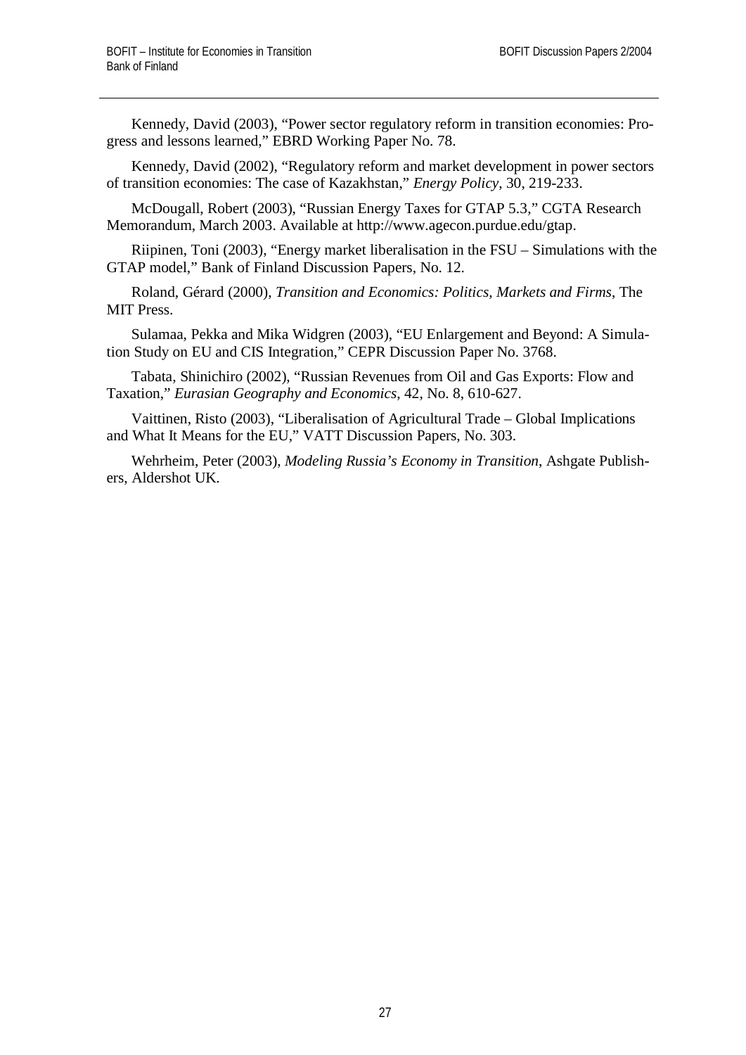Kennedy, David (2003), "Power sector regulatory reform in transition economies: Progress and lessons learned," EBRD Working Paper No. 78.

Kennedy, David (2002), "Regulatory reform and market development in power sectors of transition economies: The case of Kazakhstan," *Energy Policy*, 30, 219-233.

McDougall, Robert (2003), "Russian Energy Taxes for GTAP 5.3," CGTA Research Memorandum, March 2003. Available at http://www.agecon.purdue.edu/gtap.

Riipinen, Toni (2003), "Energy market liberalisation in the FSU – Simulations with the GTAP model," Bank of Finland Discussion Papers, No. 12.

Roland, Gérard (2000), *Transition and Economics: Politics, Markets and Firms*, The MIT Press.

Sulamaa, Pekka and Mika Widgren (2003), "EU Enlargement and Beyond: A Simulation Study on EU and CIS Integration," CEPR Discussion Paper No. 3768.

Tabata, Shinichiro (2002), "Russian Revenues from Oil and Gas Exports: Flow and Taxation," *Eurasian Geography and Economics*, 42, No. 8, 610-627.

Vaittinen, Risto (2003), "Liberalisation of Agricultural Trade – Global Implications and What It Means for the EU," VATT Discussion Papers, No. 303.

Wehrheim, Peter (2003), *Modeling Russia's Economy in Transition*, Ashgate Publishers, Aldershot UK.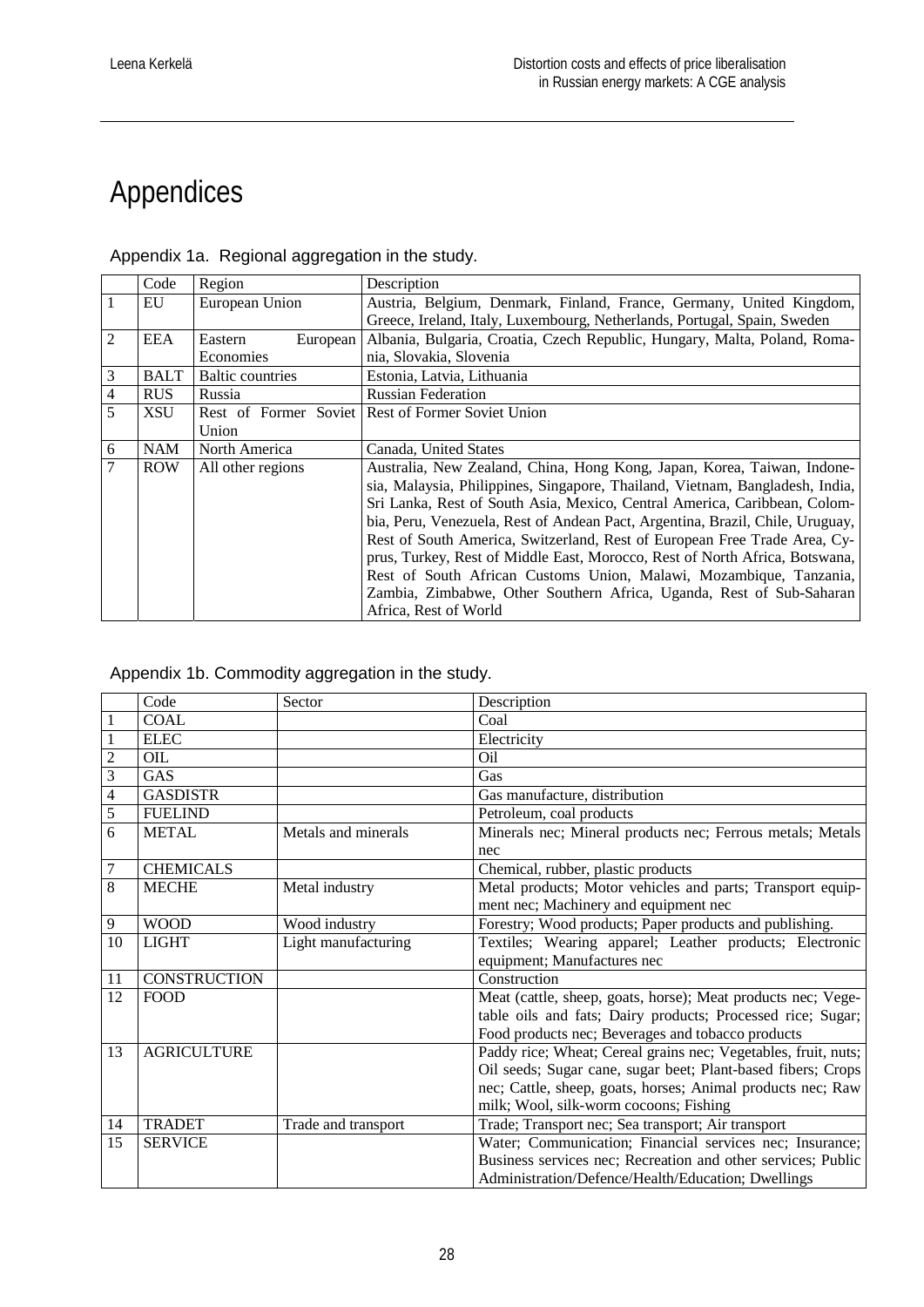# Appendices

Appendix 1a. Regional aggregation in the study.

| | Code | Region | Description |
|---|---|---|---|
| 1 | EU | European Union | Austria, Belgium, Denmark, Finland, France, Germany, United Kingdom, Greece, Ireland, Italy, Luxembourg, Netherlands, Portugal, Spain, Sweden |
| 2 | EEA | Eastern European Economies | Albania, Bulgaria, Croatia, Czech Republic, Hungary, Malta, Poland, Romania, Slovakia, Slovenia |
| 3 | BALT | Baltic countries | Estonia, Latvia, Lithuania |
| 4 | RUS | Russia | Russian Federation |
| 5 | XSU | Rest of Former Soviet Union | Rest of Former Soviet Union |
| 6 | NAM | North America | Canada, United States |
| 7 | ROW | All other regions | Australia, New Zealand, China, Hong Kong, Japan, Korea, Taiwan, Indonesia, Malaysia, Philippines, Singapore, Thailand, Vietnam, Bangladesh, India, Sri Lanka, Rest of South Asia, Mexico, Central America, Caribbean, Colombia, Peru, Venezuela, Rest of Andean Pact, Argentina, Brazil, Chile, Uruguay, Rest of South America, Switzerland, Rest of European Free Trade Area, Cyprus, Turkey, Rest of Middle East, Morocco, Rest of North Africa, Botswana, Rest of South African Customs Union, Malawi, Mozambique, Tanzania, Zambia, Zimbabwe, Other Southern Africa, Uganda, Rest of Sub-Saharan Africa, Rest of World |

Appendix 1b. Commodity aggregation in the study.

| | Code | Sector | Description |
|---|---|---|---|
| 1 | COAL | | Coal |
| 1 | ELEC | | Electricity |
| 2 | OIL | | Oil |
| 3 | GAS | | Gas |
| 4 | GASDISTR | | Gas manufacture, distribution |
| 5 | FUELIND | | Petroleum, coal products |
| 6 | METAL | Metals and minerals | Minerals nec; Mineral products nec; Ferrous metals; Metals nec |
| 7 | CHEMICALS | | Chemical, rubber, plastic products |
| 8 | MECHE | Metal industry | Metal products; Motor vehicles and parts; Transport equipment nec; Machinery and equipment nec |
| 9 | WOOD | Wood industry | Forestry; Wood products; Paper products and publishing. |
| 10 | LIGHT | Light manufacturing | Textiles; Wearing apparel; Leather products; Electronic equipment; Manufactures nec |
| 11 | CONSTRUCTION | | Construction |
| 12 | FOOD | | Meat (cattle, sheep, goats, horse); Meat products nec; Vegetable oils and fats; Dairy products; Processed rice; Sugar; Food products nec; Beverages and tobacco products |
| 13 | AGRICULTURE | | Paddy rice; Wheat; Cereal grains nec; Vegetables, fruit, nuts; Oil seeds; Sugar cane, sugar beet; Plant-based fibers; Crops nec; Cattle, sheep, goats, horses; Animal products nec; Raw milk; Wool, silk-worm cocoons; Fishing |
| 14 | TRADET | Trade and transport | Trade; Transport nec; Sea transport; Air transport |
| 15 | SERVICE | | Water; Communication; Financial services nec; Insurance; Business services nec; Recreation and other services; Public Administration/Defence/Health/Education; Dwellings |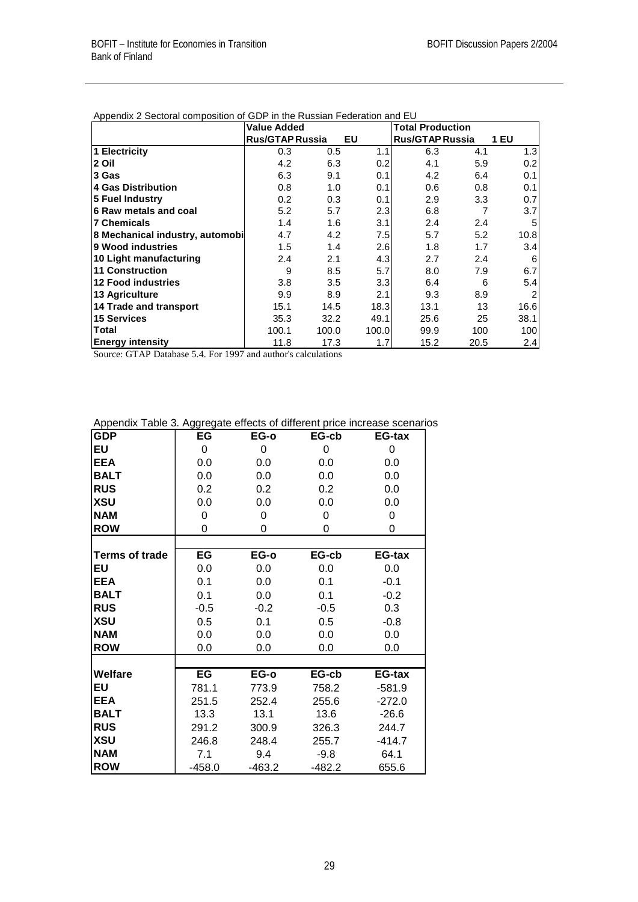Appendix 2 Sectoral composition of GDP in the Russian Federation and EU

| | Value Added | | | Total Production | | |
|---|---|---|---|---|---|---|
| | Rus/GTAP | Russia | EU | Rus/GTAP | Russia | 1 EU |
| **1 Electricity** | 0.3 | 0.5 | 1.1 | 6.3 | 4.1 | 1.3 |
| **2 Oil** | 4.2 | 6.3 | 0.2 | 4.1 | 5.9 | 0.2 |
| **3 Gas** | 6.3 | 9.1 | 0.1 | 4.2 | 6.4 | 0.1 |
| **4 Gas Distribution** | 0.8 | 1.0 | 0.1 | 0.6 | 0.8 | 0.1 |
| **5 Fuel Industry** | 0.2 | 0.3 | 0.1 | 2.9 | 3.3 | 0.7 |
| **6 Raw metals and coal** | 5.2 | 5.7 | 2.3 | 6.8 | 7 | 3.7 |
| **7 Chemicals** | 1.4 | 1.6 | 3.1 | 2.4 | 2.4 | 5 |
| **8 Mechanical industry, automobi** | 4.7 | 4.2 | 7.5 | 5.7 | 5.2 | 10.8 |
| **9 Wood industries** | 1.5 | 1.4 | 2.6 | 1.8 | 1.7 | 3.4 |
| **10 Light manufacturing** | 2.4 | 2.1 | 4.3 | 2.7 | 2.4 | 6 |
| **11 Construction** | 9 | 8.5 | 5.7 | 8.0 | 7.9 | 6.7 |
| **12 Food industries** | 3.8 | 3.5 | 3.3 | 6.4 | 6 | 5.4 |
| **13 Agriculture** | 9.9 | 8.9 | 2.1 | 9.3 | 8.9 | 2 |
| **14 Trade and transport** | 15.1 | 14.5 | 18.3 | 13.1 | 13 | 16.6 |
| **15 Services** | 35.3 | 32.2 | 49.1 | 25.6 | 25 | 38.1 |
| **Total** | 100.1 | 100.0 | 100.0 | 99.9 | 100 | 100 |
| **Energy intensity** | 11.8 | 17.3 | 1.7 | 15.2 | 20.5 | 2.4 |

Source: GTAP Database 5.4. For 1997 and author's calculations

Appendix Table 3. Aggregate effects of different price increase scenarios

| **GDP** | **EG** | **EG-o** | **EG-cb** | **EG-tax** |
|---|---|---|---|---|
| **EU** | 0 | 0 | 0 | 0 |
| **EEA** | 0.0 | 0.0 | 0.0 | 0.0 |
| **BALT** | 0.0 | 0.0 | 0.0 | 0.0 |
| **RUS** | 0.2 | 0.2 | 0.2 | 0.0 |
| **XSU** | 0.0 | 0.0 | 0.0 | 0.0 |
| **NAM** | 0 | 0 | 0 | 0 |
| **ROW** | 0 | 0 | 0 | 0 |
| | | | | |
| **Terms of trade** | **EG** | **EG-o** | **EG-cb** | **EG-tax** |
| **EU** | 0.0 | 0.0 | 0.0 | 0.0 |
| **EEA** | 0.1 | 0.0 | 0.1 | -0.1 |
| **BALT** | 0.1 | 0.0 | 0.1 | -0.2 |
| **RUS** | -0.5 | -0.2 | -0.5 | 0.3 |
| **XSU** | 0.5 | 0.1 | 0.5 | -0.8 |
| **NAM** | 0.0 | 0.0 | 0.0 | 0.0 |
| **ROW** | 0.0 | 0.0 | 0.0 | 0.0 |
| | | | | |
| **Welfare** | **EG** | **EG-o** | **EG-cb** | **EG-tax** |
| **EU** | 781.1 | 773.9 | 758.2 | -581.9 |
| **EEA** | 251.5 | 252.4 | 255.6 | -272.0 |
| **BALT** | 13.3 | 13.1 | 13.6 | -26.6 |
| **RUS** | 291.2 | 300.9 | 326.3 | 244.7 |
| **XSU** | 246.8 | 248.4 | 255.7 | -414.7 |
| **NAM** | 7.1 | 9.4 | -9.8 | 64.1 |
| **ROW** | -458.0 | -463.2 | -482.2 | 655.6 |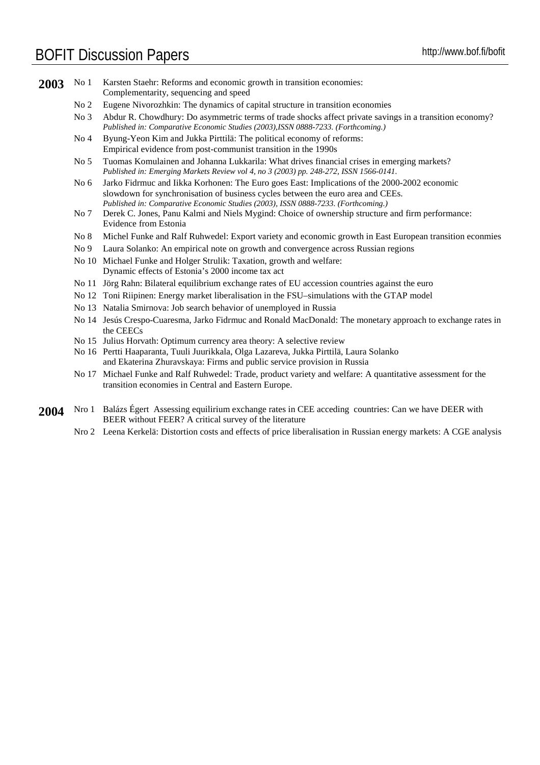# BOFIT Discussion Papers

http://www.bof.fi/bofit

**2003**

- No 1 Karsten Staehr: Reforms and economic growth in transition economies: Complementarity, sequencing and speed
- No 2 Eugene Nivorozhkin: The dynamics of capital structure in transition economies
- No 3 Abdur R. Chowdhury: Do asymmetric terms of trade shocks affect private savings in a transition economy? *Published in: Comparative Economic Studies (2003),ISSN 0888-7233. (Forthcoming.)*
- No 4 Byung-Yeon Kim and Jukka Pirttilä: The political economy of reforms: Empirical evidence from post-communist transition in the 1990s
- No 5 Tuomas Komulainen and Johanna Lukkarila: What drives financial crises in emerging markets? *Published in: Emerging Markets Review vol 4, no 3 (2003) pp. 248-272, ISSN 1566-0141.*
- No 6 Jarko Fidrmuc and Iikka Korhonen: The Euro goes East: Implications of the 2000-2002 economic slowdown for synchronisation of business cycles between the euro area and CEEs. *Published in: Comparative Economic Studies (2003), ISSN 0888-7233. (Forthcoming.)*
- No 7 Derek C. Jones, Panu Kalmi and Niels Mygind: Choice of ownership structure and firm performance: Evidence from Estonia
- No 8 Michel Funke and Ralf Ruhwedel: Export variety and economic growth in East European transition econmies
- No 9 Laura Solanko: An empirical note on growth and convergence across Russian regions
- No 10 Michael Funke and Holger Strulik: Taxation, growth and welfare: Dynamic effects of Estonia's 2000 income tax act
- No 11 Jörg Rahn: Bilateral equilibrium exchange rates of EU accession countries against the euro
- No 12 Toni Riipinen: Energy market liberalisation in the FSU–simulations with the GTAP model
- No 13 Natalia Smirnova: Job search behavior of unemployed in Russia
- No 14 Jesús Crespo-Cuaresma, Jarko Fidrmuc and Ronald MacDonald: The monetary approach to exchange rates in the CEECs
- No 15 Julius Horvath: Optimum currency area theory: A selective review
- No 16 Pertti Haaparanta, Tuuli Juurikkala, Olga Lazareva, Jukka Pirttilä, Laura Solanko and Ekaterina Zhuravskaya: Firms and public service provision in Russia
- No 17 Michael Funke and Ralf Ruhwedel: Trade, product variety and welfare: A quantitative assessment for the transition economies in Central and Eastern Europe.

**2004**

- Nro 1 Balázs Égert Assessing equilirium exchange rates in CEE acceding countries: Can we have DEER with BEER without FEER? A critical survey of the literature
- Nro 2 Leena Kerkelä: Distortion costs and effects of price liberalisation in Russian energy markets: A CGE analysis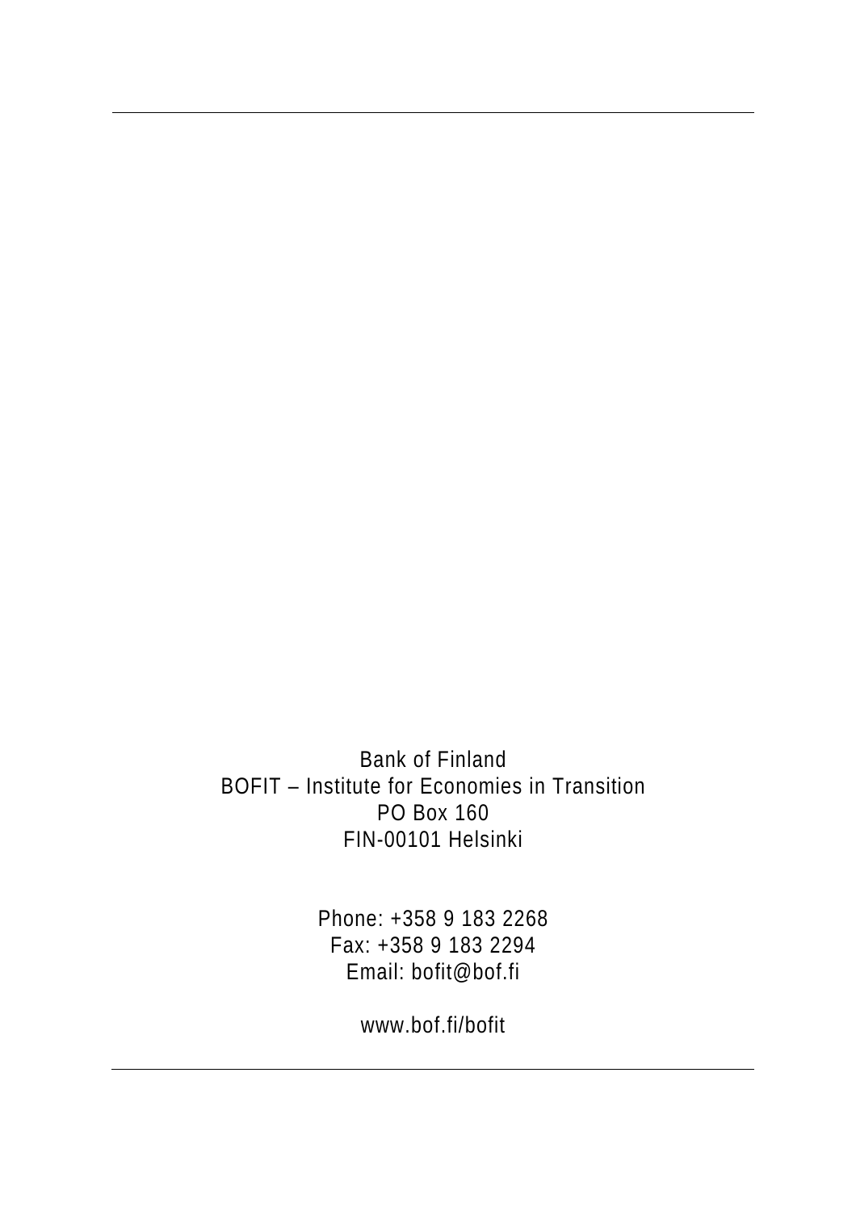Bank of Finland
BOFIT – Institute for Economies in Transition
PO Box 160
FIN-00101 Helsinki

Phone: +358 9 183 2268
Fax: +358 9 183 2294
Email: bofit@bof.fi

www.bof.fi/bofit